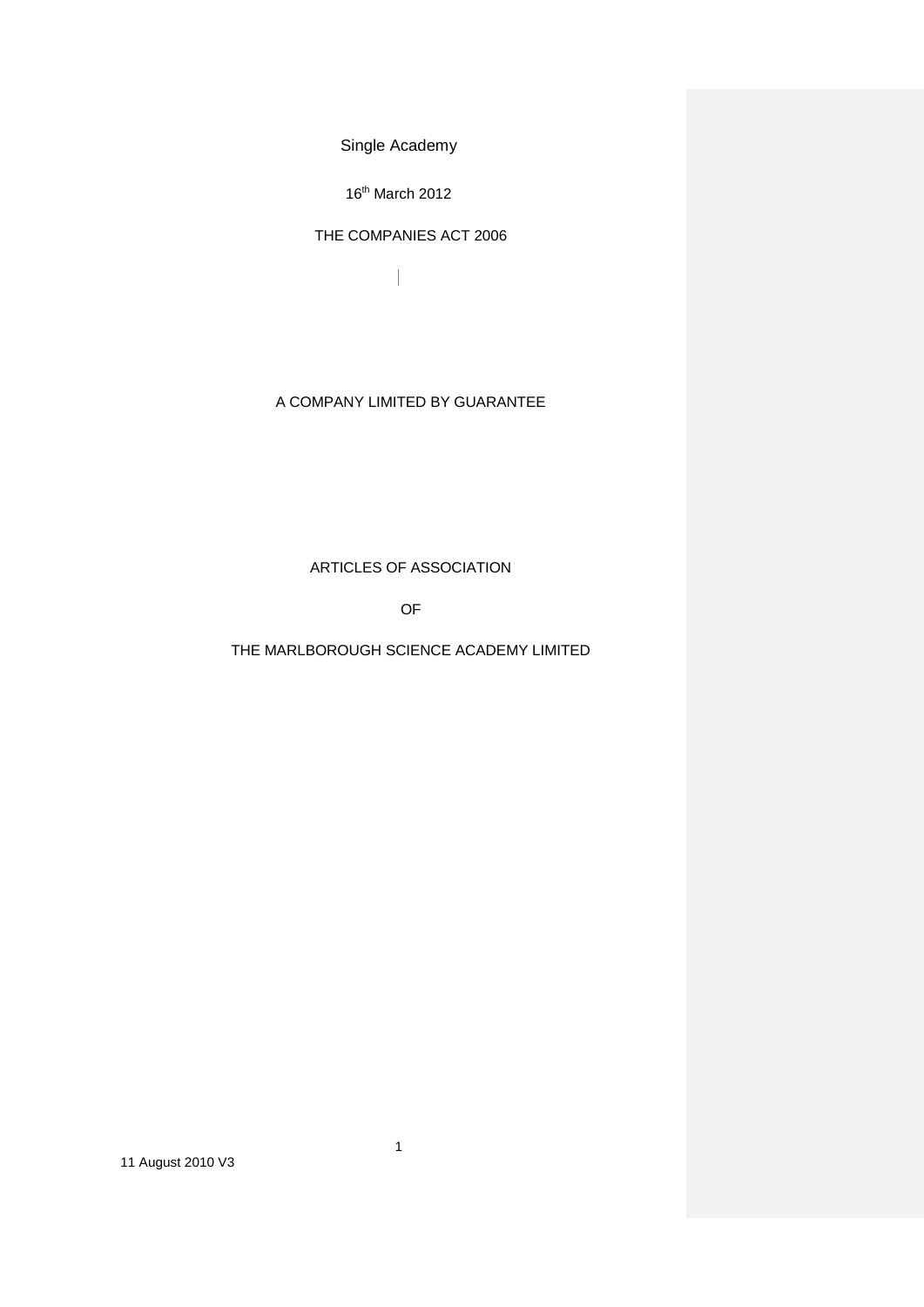Single Academy

16th March 2012

THE COMPANIES ACT 2006

A COMPANY LIMITED BY GUARANTEE

# ARTICLES OF ASSOCIATION

OF

# THE MARLBOROUGH SCIENCE ACADEMY LIMITED

11 August 2010 V3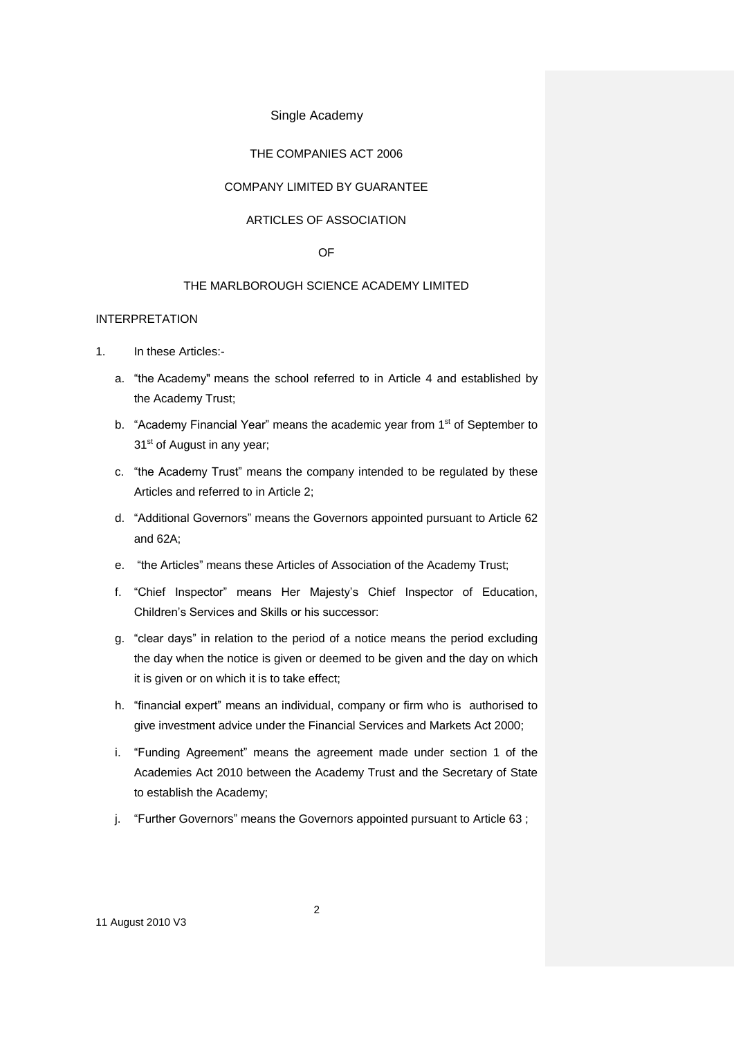Single Academy

THE COMPANIES ACT 2006

COMPANY LIMITED BY GUARANTEE

ARTICLES OF ASSOCIATION

OF

THE MARLBOROUGH SCIENCE ACADEMY LIMITED

INTERPRETATION

1. In these Articles:-

   a. "the Academy" means the school referred to in Article 4 and established by the Academy Trust;

   b. "Academy Financial Year" means the academic year from 1st of September to 31st of August in any year;

   c. "the Academy Trust" means the company intended to be regulated by these Articles and referred to in Article 2;

   d. "Additional Governors" means the Governors appointed pursuant to Article 62 and 62A;

   e. "the Articles" means these Articles of Association of the Academy Trust;

   f. "Chief Inspector" means Her Majesty's Chief Inspector of Education, Children's Services and Skills or his successor:

   g. "clear days" in relation to the period of a notice means the period excluding the day when the notice is given or deemed to be given and the day on which it is given or on which it is to take effect;

   h. "financial expert" means an individual, company or firm who is authorised to give investment advice under the Financial Services and Markets Act 2000;

   i. "Funding Agreement" means the agreement made under section 1 of the Academies Act 2010 between the Academy Trust and the Secretary of State to establish the Academy;

   j. "Further Governors" means the Governors appointed pursuant to Article 63 ;

11 August 2010 V3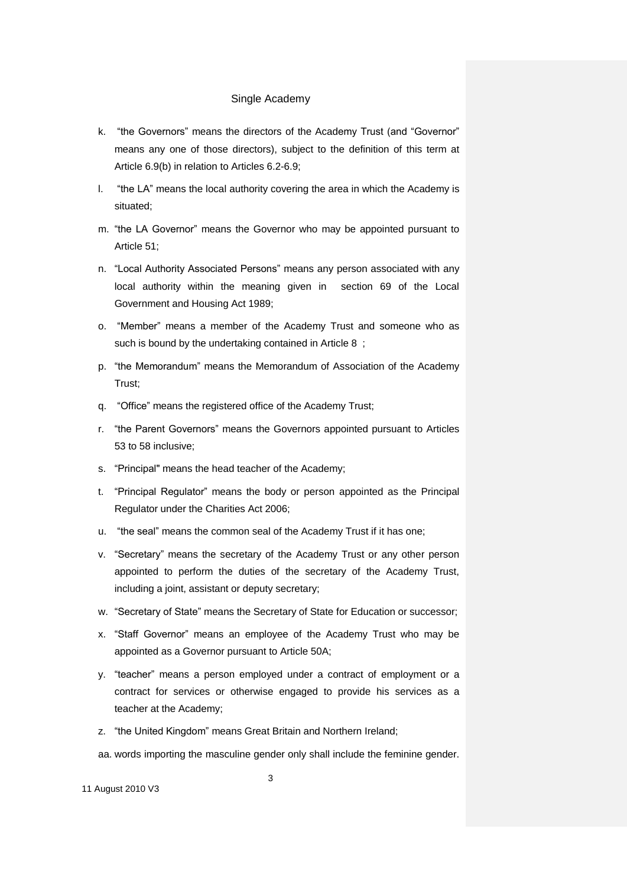k. "the Governors" means the directors of the Academy Trust (and "Governor" means any one of those directors), subject to the definition of this term at Article 6.9(b) in relation to Articles 6.2-6.9;

l. "the LA" means the local authority covering the area in which the Academy is situated;

m. "the LA Governor" means the Governor who may be appointed pursuant to Article 51;

n. "Local Authority Associated Persons" means any person associated with any local authority within the meaning given in section 69 of the Local Government and Housing Act 1989;

o. "Member" means a member of the Academy Trust and someone who as such is bound by the undertaking contained in Article 8 ;

p. "the Memorandum" means the Memorandum of Association of the Academy Trust;

q. "Office" means the registered office of the Academy Trust;

r. "the Parent Governors" means the Governors appointed pursuant to Articles 53 to 58 inclusive;

s. "Principal" means the head teacher of the Academy;

t. "Principal Regulator" means the body or person appointed as the Principal Regulator under the Charities Act 2006;

u. "the seal" means the common seal of the Academy Trust if it has one;

v. "Secretary" means the secretary of the Academy Trust or any other person appointed to perform the duties of the secretary of the Academy Trust, including a joint, assistant or deputy secretary;

w. "Secretary of State" means the Secretary of State for Education or successor;

x. "Staff Governor" means an employee of the Academy Trust who may be appointed as a Governor pursuant to Article 50A;

y. "teacher" means a person employed under a contract of employment or a contract for services or otherwise engaged to provide his services as a teacher at the Academy;

z. "the United Kingdom" means Great Britain and Northern Ireland;

aa. words importing the masculine gender only shall include the feminine gender.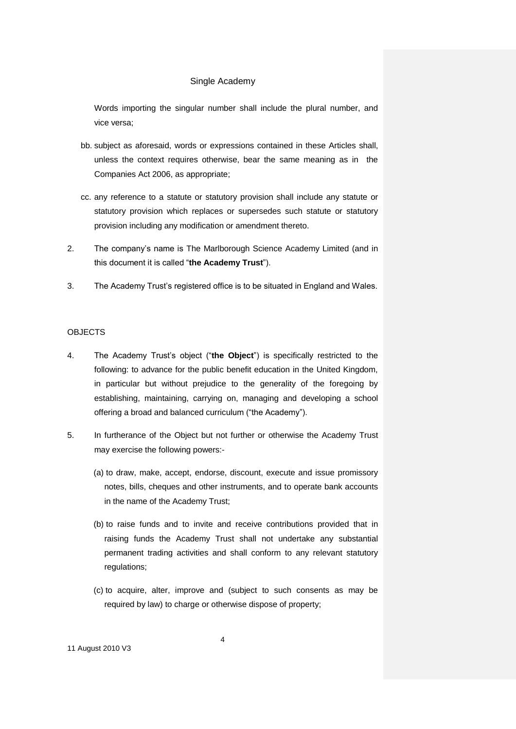Words importing the singular number shall include the plural number, and vice versa;

bb. subject as aforesaid, words or expressions contained in these Articles shall, unless the context requires otherwise, bear the same meaning as in the Companies Act 2006, as appropriate;

cc. any reference to a statute or statutory provision shall include any statute or statutory provision which replaces or supersedes such statute or statutory provision including any modification or amendment thereto.

2. The company's name is The Marlborough Science Academy Limited (and in this document it is called "**the Academy Trust**").

3. The Academy Trust's registered office is to be situated in England and Wales.

## OBJECTS

4. The Academy Trust's object ("**the Object**") is specifically restricted to the following: to advance for the public benefit education in the United Kingdom, in particular but without prejudice to the generality of the foregoing by establishing, maintaining, carrying on, managing and developing a school offering a broad and balanced curriculum ("the Academy").

5. In furtherance of the Object but not further or otherwise the Academy Trust may exercise the following powers:-

   (a) to draw, make, accept, endorse, discount, execute and issue promissory notes, bills, cheques and other instruments, and to operate bank accounts in the name of the Academy Trust;

   (b) to raise funds and to invite and receive contributions provided that in raising funds the Academy Trust shall not undertake any substantial permanent trading activities and shall conform to any relevant statutory regulations;

   (c) to acquire, alter, improve and (subject to such consents as may be required by law) to charge or otherwise dispose of property;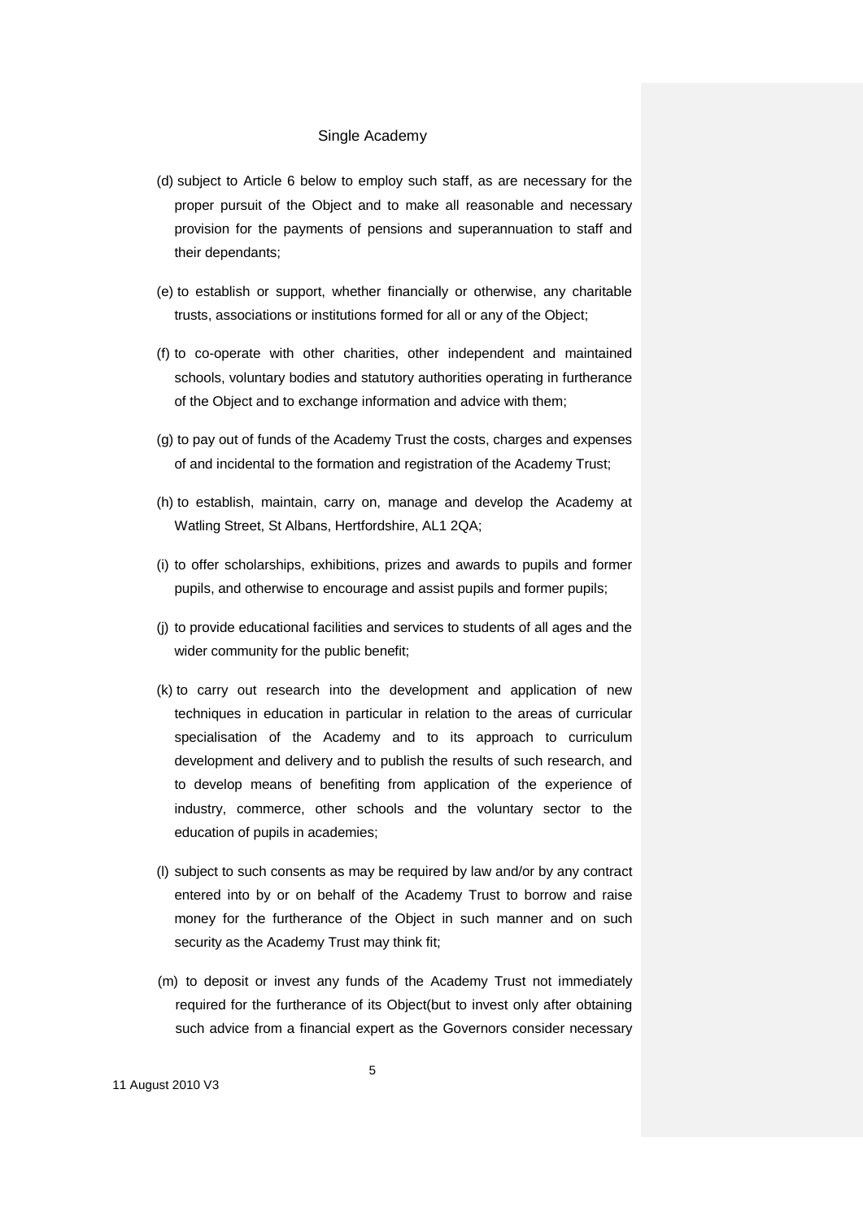(d) subject to Article 6 below to employ such staff, as are necessary for the proper pursuit of the Object and to make all reasonable and necessary provision for the payments of pensions and superannuation to staff and their dependants;

(e) to establish or support, whether financially or otherwise, any charitable trusts, associations or institutions formed for all or any of the Object;

(f) to co-operate with other charities, other independent and maintained schools, voluntary bodies and statutory authorities operating in furtherance of the Object and to exchange information and advice with them;

(g) to pay out of funds of the Academy Trust the costs, charges and expenses of and incidental to the formation and registration of the Academy Trust;

(h) to establish, maintain, carry on, manage and develop the Academy at Watling Street, St Albans, Hertfordshire, AL1 2QA;

(i) to offer scholarships, exhibitions, prizes and awards to pupils and former pupils, and otherwise to encourage and assist pupils and former pupils;

(j) to provide educational facilities and services to students of all ages and the wider community for the public benefit;

(k) to carry out research into the development and application of new techniques in education in particular in relation to the areas of curricular specialisation of the Academy and to its approach to curriculum development and delivery and to publish the results of such research, and to develop means of benefiting from application of the experience of industry, commerce, other schools and the voluntary sector to the education of pupils in academies;

(l) subject to such consents as may be required by law and/or by any contract entered into by or on behalf of the Academy Trust to borrow and raise money for the furtherance of the Object in such manner and on such security as the Academy Trust may think fit;

(m) to deposit or invest any funds of the Academy Trust not immediately required for the furtherance of its Object(but to invest only after obtaining such advice from a financial expert as the Governors consider necessary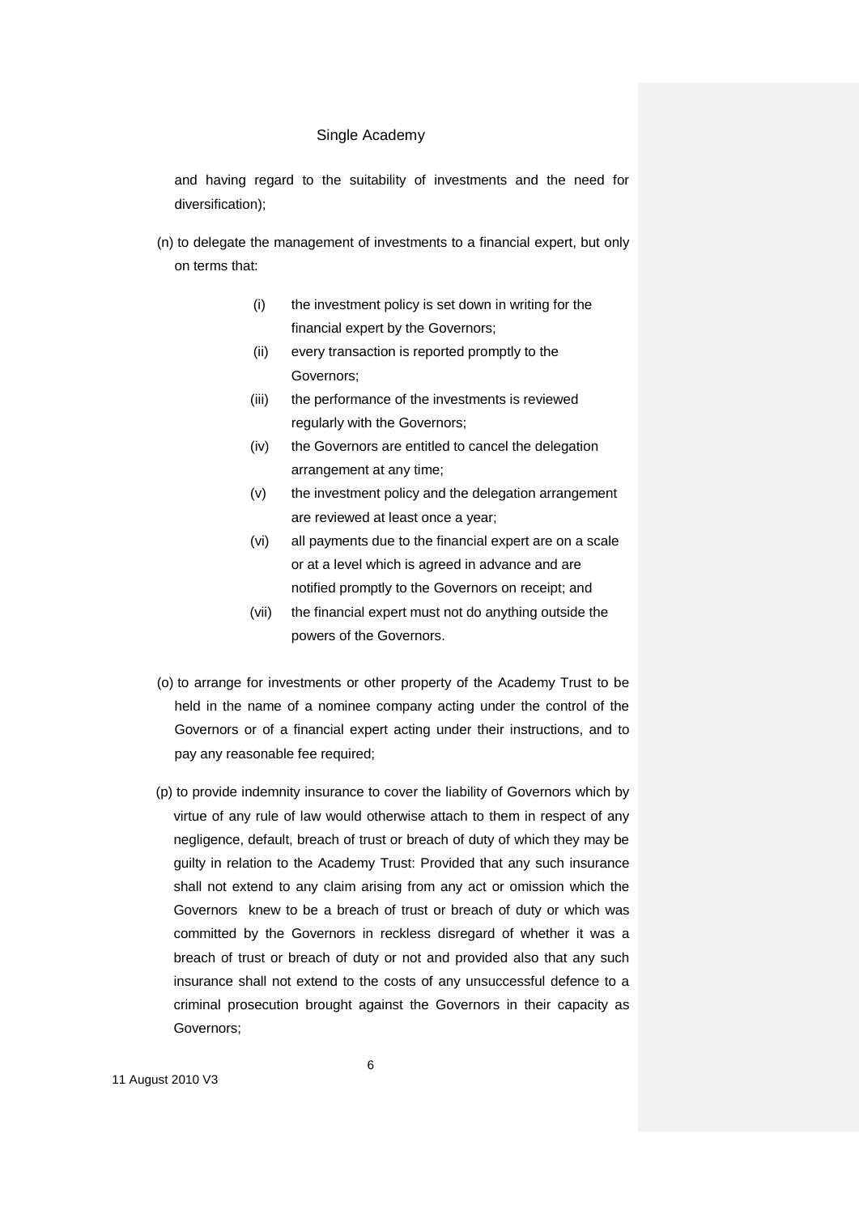and having regard to the suitability of investments and the need for diversification);

(n) to delegate the management of investments to a financial expert, but only on terms that:

- (i) the investment policy is set down in writing for the financial expert by the Governors;
- (ii) every transaction is reported promptly to the Governors;
- (iii) the performance of the investments is reviewed regularly with the Governors;
- (iv) the Governors are entitled to cancel the delegation arrangement at any time;
- (v) the investment policy and the delegation arrangement are reviewed at least once a year;
- (vi) all payments due to the financial expert are on a scale or at a level which is agreed in advance and are notified promptly to the Governors on receipt; and
- (vii) the financial expert must not do anything outside the powers of the Governors.

(o) to arrange for investments or other property of the Academy Trust to be held in the name of a nominee company acting under the control of the Governors or of a financial expert acting under their instructions, and to pay any reasonable fee required;

(p) to provide indemnity insurance to cover the liability of Governors which by virtue of any rule of law would otherwise attach to them in respect of any negligence, default, breach of trust or breach of duty of which they may be guilty in relation to the Academy Trust: Provided that any such insurance shall not extend to any claim arising from any act or omission which the Governors knew to be a breach of trust or breach of duty or which was committed by the Governors in reckless disregard of whether it was a breach of trust or breach of duty or not and provided also that any such insurance shall not extend to the costs of any unsuccessful defence to a criminal prosecution brought against the Governors in their capacity as Governors;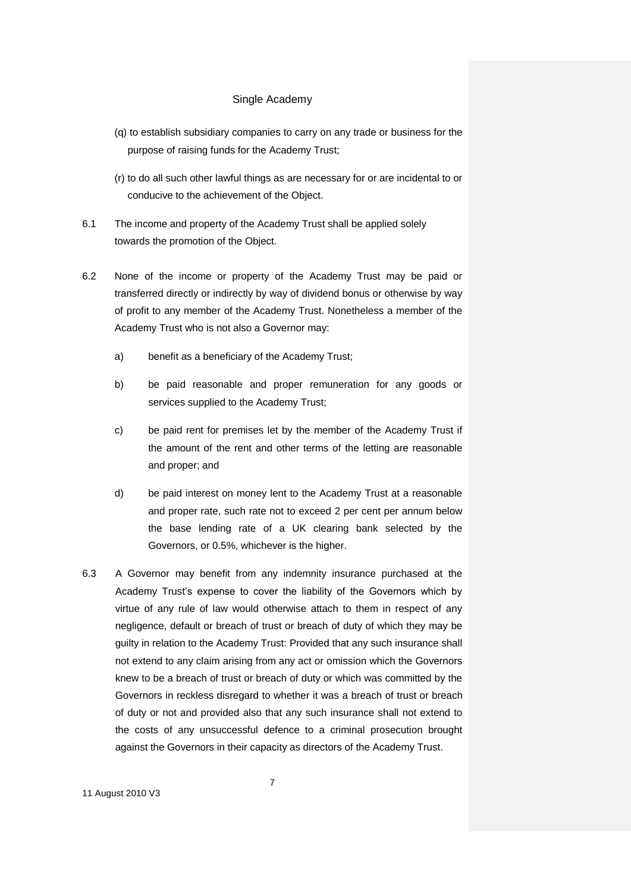(q) to establish subsidiary companies to carry on any trade or business for the purpose of raising funds for the Academy Trust;

(r) to do all such other lawful things as are necessary for or are incidental to or conducive to the achievement of the Object.

6.1 The income and property of the Academy Trust shall be applied solely towards the promotion of the Object.

6.2 None of the income or property of the Academy Trust may be paid or transferred directly or indirectly by way of dividend bonus or otherwise by way of profit to any member of the Academy Trust. Nonetheless a member of the Academy Trust who is not also a Governor may:

a) benefit as a beneficiary of the Academy Trust;

b) be paid reasonable and proper remuneration for any goods or services supplied to the Academy Trust;

c) be paid rent for premises let by the member of the Academy Trust if the amount of the rent and other terms of the letting are reasonable and proper; and

d) be paid interest on money lent to the Academy Trust at a reasonable and proper rate, such rate not to exceed 2 per cent per annum below the base lending rate of a UK clearing bank selected by the Governors, or 0.5%, whichever is the higher.

6.3 A Governor may benefit from any indemnity insurance purchased at the Academy Trust's expense to cover the liability of the Governors which by virtue of any rule of law would otherwise attach to them in respect of any negligence, default or breach of trust or breach of duty of which they may be guilty in relation to the Academy Trust: Provided that any such insurance shall not extend to any claim arising from any act or omission which the Governors knew to be a breach of trust or breach of duty or which was committed by the Governors in reckless disregard to whether it was a breach of trust or breach of duty or not and provided also that any such insurance shall not extend to the costs of any unsuccessful defence to a criminal prosecution brought against the Governors in their capacity as directors of the Academy Trust.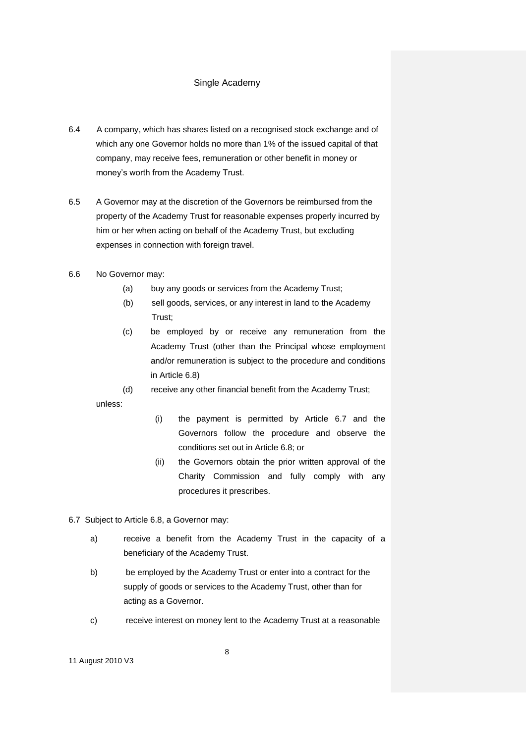6.4 A company, which has shares listed on a recognised stock exchange and of which any one Governor holds no more than 1% of the issued capital of that company, may receive fees, remuneration or other benefit in money or money's worth from the Academy Trust.

6.5 A Governor may at the discretion of the Governors be reimbursed from the property of the Academy Trust for reasonable expenses properly incurred by him or her when acting on behalf of the Academy Trust, but excluding expenses in connection with foreign travel.

6.6 No Governor may:

(a) buy any goods or services from the Academy Trust;

(b) sell goods, services, or any interest in land to the Academy Trust;

(c) be employed by or receive any remuneration from the Academy Trust (other than the Principal whose employment and/or remuneration is subject to the procedure and conditions in Article 6.8)

(d) receive any other financial benefit from the Academy Trust;

unless:

(i) the payment is permitted by Article 6.7 and the Governors follow the procedure and observe the conditions set out in Article 6.8; or

(ii) the Governors obtain the prior written approval of the Charity Commission and fully comply with any procedures it prescribes.

6.7 Subject to Article 6.8, a Governor may:

a) receive a benefit from the Academy Trust in the capacity of a beneficiary of the Academy Trust.

b) be employed by the Academy Trust or enter into a contract for the supply of goods or services to the Academy Trust, other than for acting as a Governor.

c) receive interest on money lent to the Academy Trust at a reasonable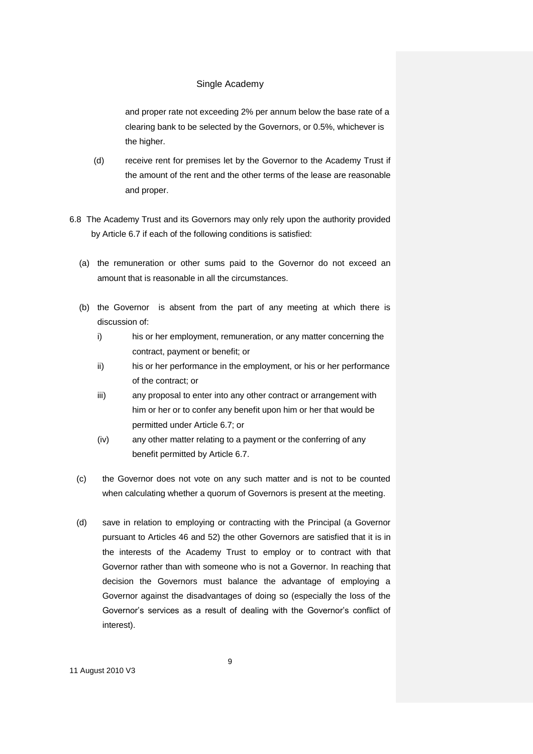and proper rate not exceeding 2% per annum below the base rate of a clearing bank to be selected by the Governors, or 0.5%, whichever is the higher.

(d) receive rent for premises let by the Governor to the Academy Trust if the amount of the rent and the other terms of the lease are reasonable and proper.

6.8 The Academy Trust and its Governors may only rely upon the authority provided by Article 6.7 if each of the following conditions is satisfied:

(a) the remuneration or other sums paid to the Governor do not exceed an amount that is reasonable in all the circumstances.

(b) the Governor is absent from the part of any meeting at which there is discussion of:

i) his or her employment, remuneration, or any matter concerning the contract, payment or benefit; or

ii) his or her performance in the employment, or his or her performance of the contract; or

iii) any proposal to enter into any other contract or arrangement with him or her or to confer any benefit upon him or her that would be permitted under Article 6.7; or

(iv) any other matter relating to a payment or the conferring of any benefit permitted by Article 6.7.

(c) the Governor does not vote on any such matter and is not to be counted when calculating whether a quorum of Governors is present at the meeting.

(d) save in relation to employing or contracting with the Principal (a Governor pursuant to Articles 46 and 52) the other Governors are satisfied that it is in the interests of the Academy Trust to employ or to contract with that Governor rather than with someone who is not a Governor. In reaching that decision the Governors must balance the advantage of employing a Governor against the disadvantages of doing so (especially the loss of the Governor's services as a result of dealing with the Governor's conflict of interest).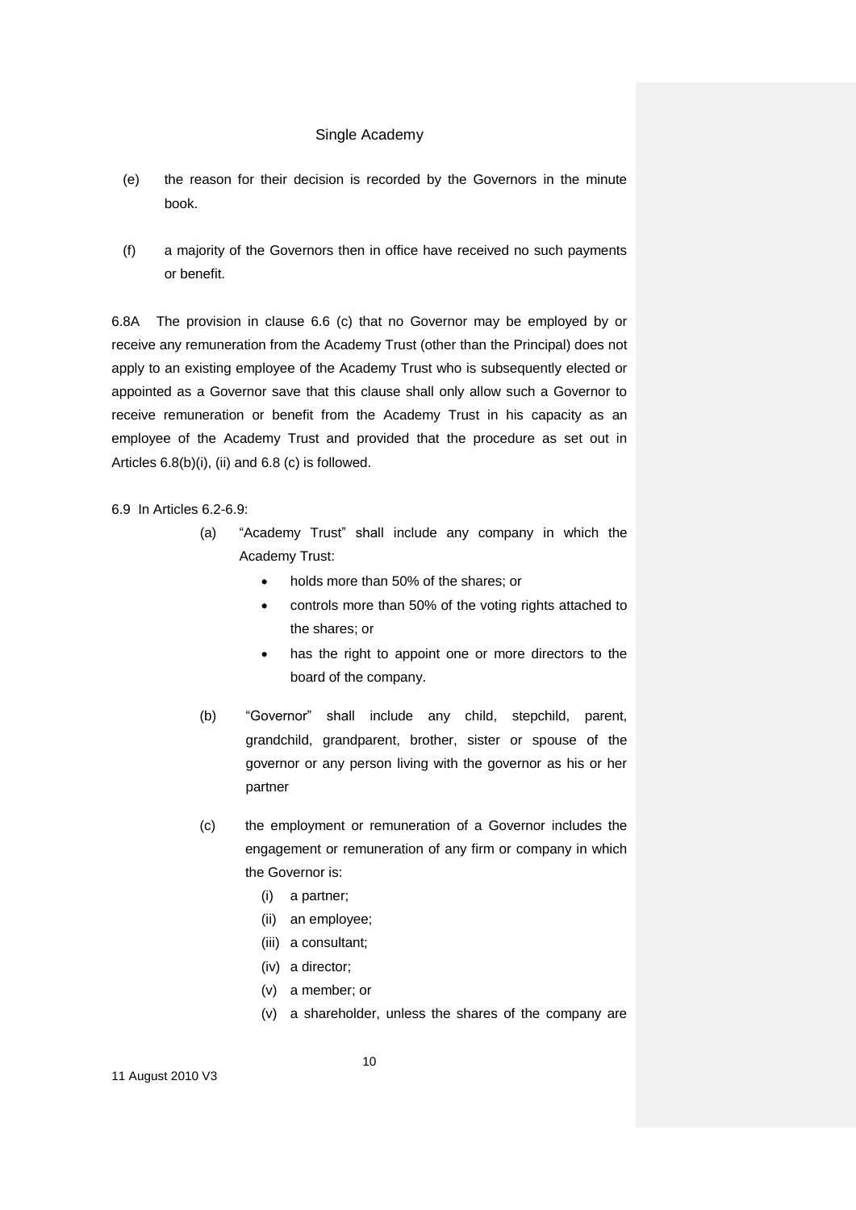(e) the reason for their decision is recorded by the Governors in the minute book.

(f) a majority of the Governors then in office have received no such payments or benefit.

6.8A The provision in clause 6.6 (c) that no Governor may be employed by or receive any remuneration from the Academy Trust (other than the Principal) does not apply to an existing employee of the Academy Trust who is subsequently elected or appointed as a Governor save that this clause shall only allow such a Governor to receive remuneration or benefit from the Academy Trust in his capacity as an employee of the Academy Trust and provided that the procedure as set out in Articles 6.8(b)(i), (ii) and 6.8 (c) is followed.

6.9 In Articles 6.2-6.9:

(a) "Academy Trust" shall include any company in which the Academy Trust:

- holds more than 50% of the shares; or
- controls more than 50% of the voting rights attached to the shares; or
- has the right to appoint one or more directors to the board of the company.

(b) "Governor" shall include any child, stepchild, parent, grandchild, grandparent, brother, sister or spouse of the governor or any person living with the governor as his or her partner

(c) the employment or remuneration of a Governor includes the engagement or remuneration of any firm or company in which the Governor is:

(i) a partner;
(ii) an employee;
(iii) a consultant;
(iv) a director;
(v) a member; or
(v) a shareholder, unless the shares of the company are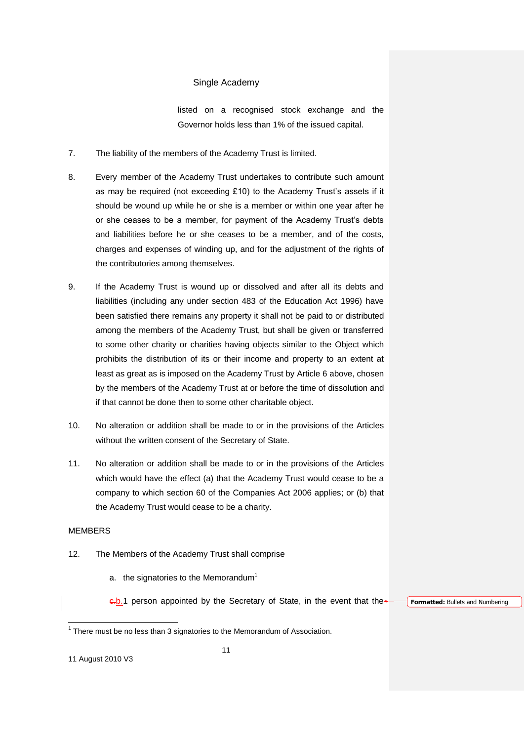listed on a recognised stock exchange and the Governor holds less than 1% of the issued capital.

7. The liability of the members of the Academy Trust is limited.

8. Every member of the Academy Trust undertakes to contribute such amount as may be required (not exceeding £10) to the Academy Trust's assets if it should be wound up while he or she is a member or within one year after he or she ceases to be a member, for payment of the Academy Trust's debts and liabilities before he or she ceases to be a member, and of the costs, charges and expenses of winding up, and for the adjustment of the rights of the contributories among themselves.

9. If the Academy Trust is wound up or dissolved and after all its debts and liabilities (including any under section 483 of the Education Act 1996) have been satisfied there remains any property it shall not be paid to or distributed among the members of the Academy Trust, but shall be given or transferred to some other charity or charities having objects similar to the Object which prohibits the distribution of its or their income and property to an extent at least as great as is imposed on the Academy Trust by Article 6 above, chosen by the members of the Academy Trust at or before the time of dissolution and if that cannot be done then to some other charitable object.

10. No alteration or addition shall be made to or in the provisions of the Articles without the written consent of the Secretary of State.

11. No alteration or addition shall be made to or in the provisions of the Articles which would have the effect (a) that the Academy Trust would cease to be a company to which section 60 of the Companies Act 2006 applies; or (b) that the Academy Trust would cease to be a charity.

MEMBERS

12. The Members of the Academy Trust shall comprise

   a. the signatories to the Memorandum[1]

   ~~c.~~b. 1 person appointed by the Secretary of State, in the event that the

**Formatted:** Bullets and Numbering

[1] There must be no less than 3 signatories to the Memorandum of Association.

11 August 2010 V3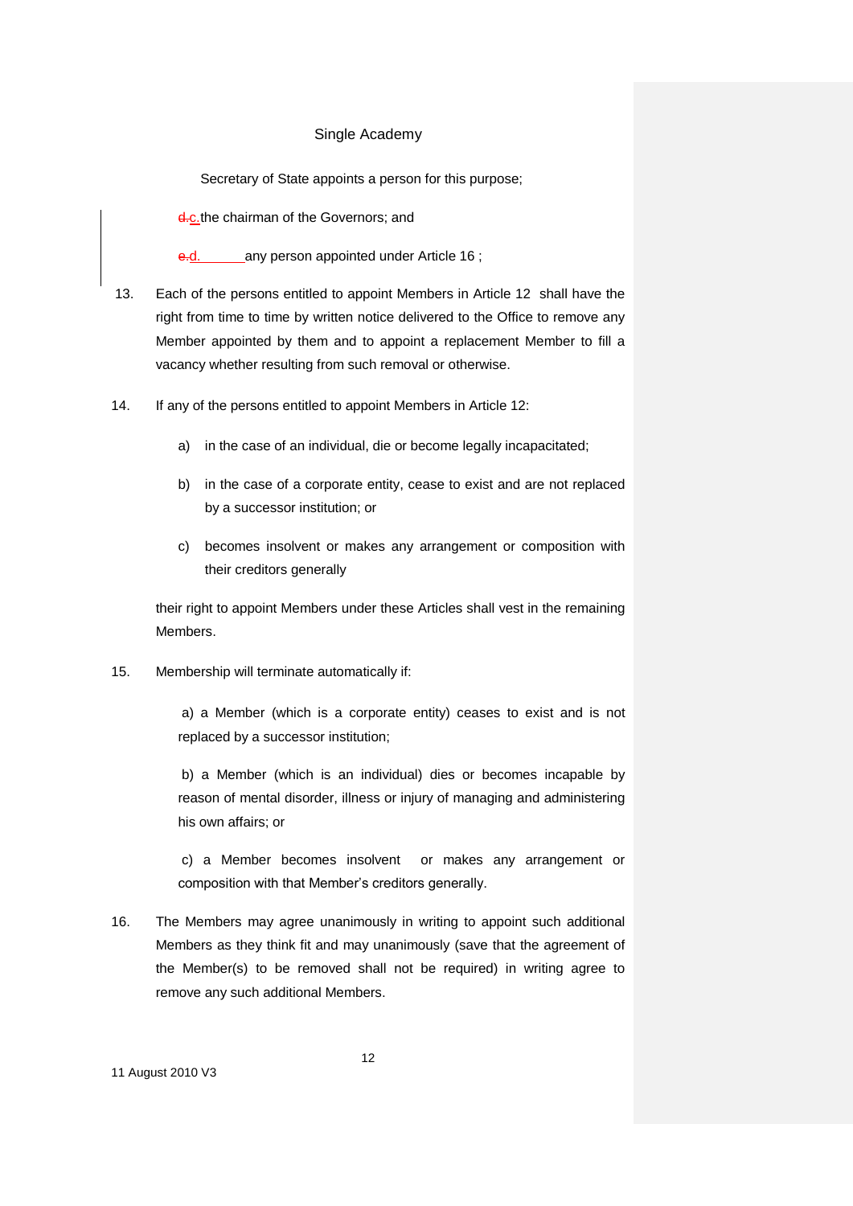Secretary of State appoints a person for this purpose;

c. the chairman of the Governors; and

d. any person appointed under Article 16 ;

13. Each of the persons entitled to appoint Members in Article 12 shall have the right from time to time by written notice delivered to the Office to remove any Member appointed by them and to appoint a replacement Member to fill a vacancy whether resulting from such removal or otherwise.

14. If any of the persons entitled to appoint Members in Article 12:

    a) in the case of an individual, die or become legally incapacitated;

    b) in the case of a corporate entity, cease to exist and are not replaced by a successor institution; or

    c) becomes insolvent or makes any arrangement or composition with their creditors generally

    their right to appoint Members under these Articles shall vest in the remaining Members.

15. Membership will terminate automatically if:

    a) a Member (which is a corporate entity) ceases to exist and is not replaced by a successor institution;

    b) a Member (which is an individual) dies or becomes incapable by reason of mental disorder, illness or injury of managing and administering his own affairs; or

    c) a Member becomes insolvent or makes any arrangement or composition with that Member's creditors generally.

16. The Members may agree unanimously in writing to appoint such additional Members as they think fit and may unanimously (save that the agreement of the Member(s) to be removed shall not be required) in writing agree to remove any such additional Members.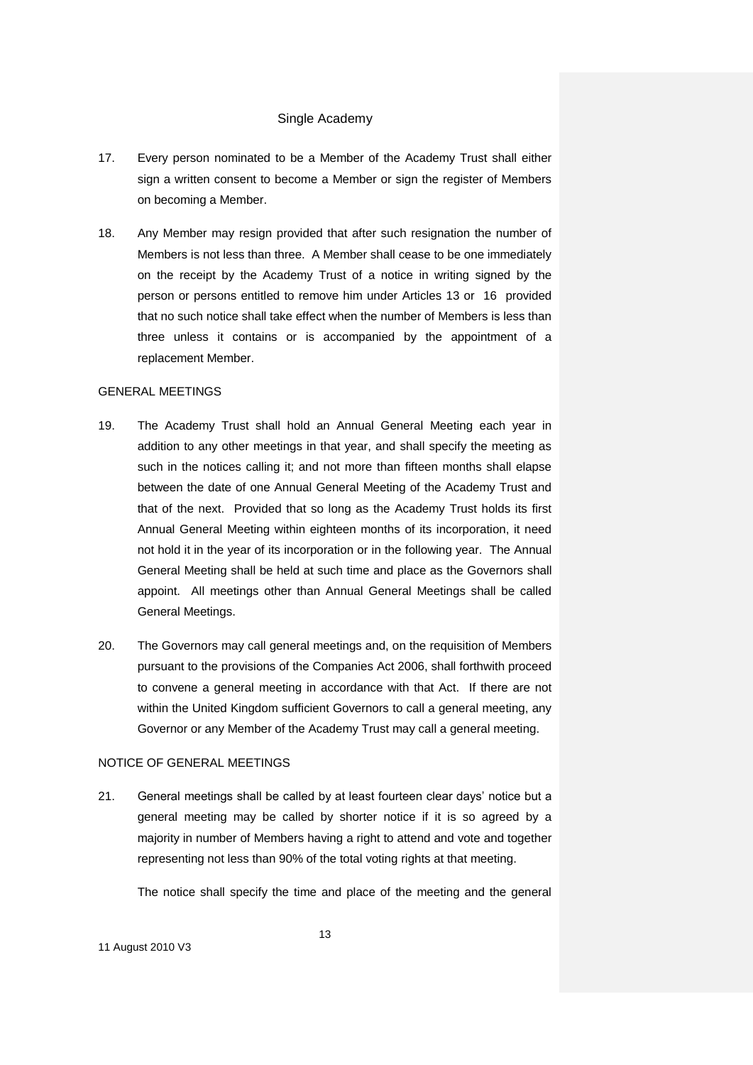17. Every person nominated to be a Member of the Academy Trust shall either sign a written consent to become a Member or sign the register of Members on becoming a Member.

18. Any Member may resign provided that after such resignation the number of Members is not less than three. A Member shall cease to be one immediately on the receipt by the Academy Trust of a notice in writing signed by the person or persons entitled to remove him under Articles 13 or 16 provided that no such notice shall take effect when the number of Members is less than three unless it contains or is accompanied by the appointment of a replacement Member.

GENERAL MEETINGS

19. The Academy Trust shall hold an Annual General Meeting each year in addition to any other meetings in that year, and shall specify the meeting as such in the notices calling it; and not more than fifteen months shall elapse between the date of one Annual General Meeting of the Academy Trust and that of the next. Provided that so long as the Academy Trust holds its first Annual General Meeting within eighteen months of its incorporation, it need not hold it in the year of its incorporation or in the following year. The Annual General Meeting shall be held at such time and place as the Governors shall appoint. All meetings other than Annual General Meetings shall be called General Meetings.

20. The Governors may call general meetings and, on the requisition of Members pursuant to the provisions of the Companies Act 2006, shall forthwith proceed to convene a general meeting in accordance with that Act. If there are not within the United Kingdom sufficient Governors to call a general meeting, any Governor or any Member of the Academy Trust may call a general meeting.

NOTICE OF GENERAL MEETINGS

21. General meetings shall be called by at least fourteen clear days' notice but a general meeting may be called by shorter notice if it is so agreed by a majority in number of Members having a right to attend and vote and together representing not less than 90% of the total voting rights at that meeting.

    The notice shall specify the time and place of the meeting and the general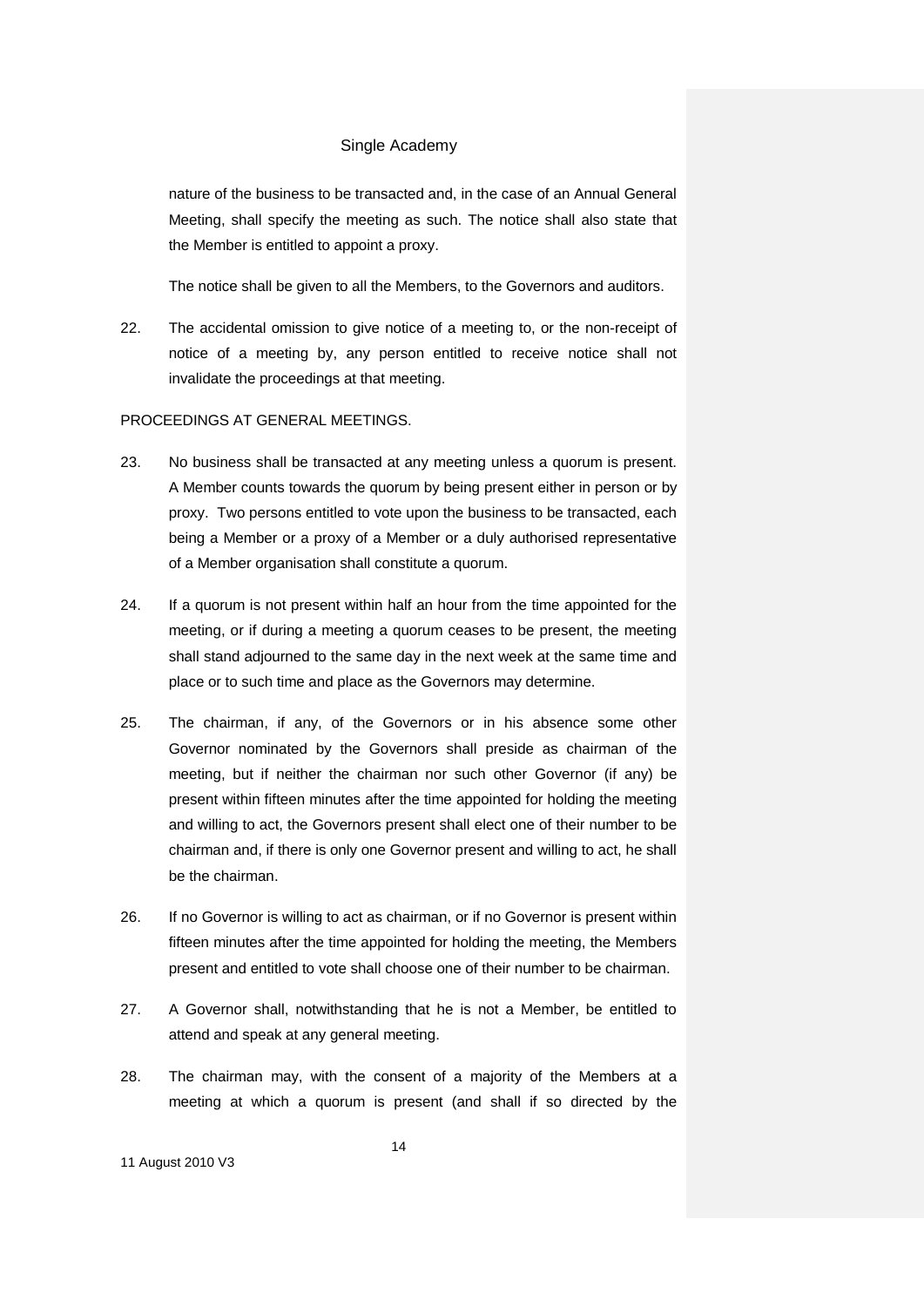nature of the business to be transacted and, in the case of an Annual General Meeting, shall specify the meeting as such. The notice shall also state that the Member is entitled to appoint a proxy.

The notice shall be given to all the Members, to the Governors and auditors.

22. The accidental omission to give notice of a meeting to, or the non-receipt of notice of a meeting by, any person entitled to receive notice shall not invalidate the proceedings at that meeting.

PROCEEDINGS AT GENERAL MEETINGS.

23. No business shall be transacted at any meeting unless a quorum is present. A Member counts towards the quorum by being present either in person or by proxy. Two persons entitled to vote upon the business to be transacted, each being a Member or a proxy of a Member or a duly authorised representative of a Member organisation shall constitute a quorum.

24. If a quorum is not present within half an hour from the time appointed for the meeting, or if during a meeting a quorum ceases to be present, the meeting shall stand adjourned to the same day in the next week at the same time and place or to such time and place as the Governors may determine.

25. The chairman, if any, of the Governors or in his absence some other Governor nominated by the Governors shall preside as chairman of the meeting, but if neither the chairman nor such other Governor (if any) be present within fifteen minutes after the time appointed for holding the meeting and willing to act, the Governors present shall elect one of their number to be chairman and, if there is only one Governor present and willing to act, he shall be the chairman.

26. If no Governor is willing to act as chairman, or if no Governor is present within fifteen minutes after the time appointed for holding the meeting, the Members present and entitled to vote shall choose one of their number to be chairman.

27. A Governor shall, notwithstanding that he is not a Member, be entitled to attend and speak at any general meeting.

28. The chairman may, with the consent of a majority of the Members at a meeting at which a quorum is present (and shall if so directed by the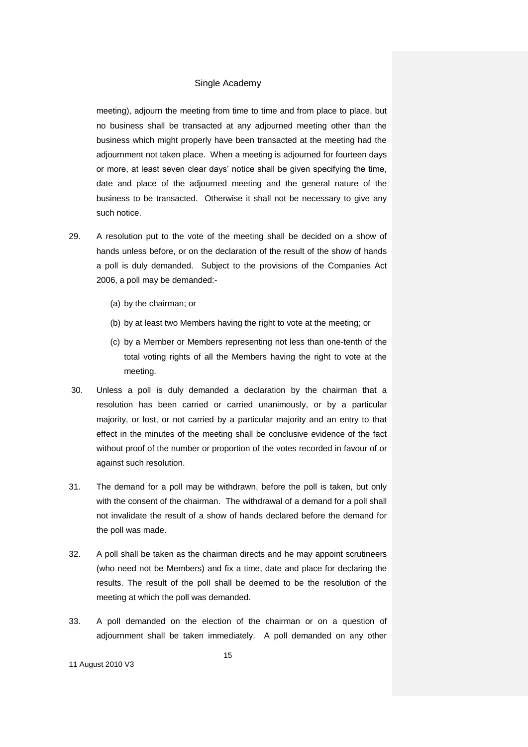meeting), adjourn the meeting from time to time and from place to place, but no business shall be transacted at any adjourned meeting other than the business which might properly have been transacted at the meeting had the adjournment not taken place. When a meeting is adjourned for fourteen days or more, at least seven clear days' notice shall be given specifying the time, date and place of the adjourned meeting and the general nature of the business to be transacted. Otherwise it shall not be necessary to give any such notice.

29. A resolution put to the vote of the meeting shall be decided on a show of hands unless before, or on the declaration of the result of the show of hands a poll is duly demanded. Subject to the provisions of the Companies Act 2006, a poll may be demanded:-

    (a) by the chairman; or

    (b) by at least two Members having the right to vote at the meeting; or

    (c) by a Member or Members representing not less than one-tenth of the total voting rights of all the Members having the right to vote at the meeting.

30. Unless a poll is duly demanded a declaration by the chairman that a resolution has been carried or carried unanimously, or by a particular majority, or lost, or not carried by a particular majority and an entry to that effect in the minutes of the meeting shall be conclusive evidence of the fact without proof of the number or proportion of the votes recorded in favour of or against such resolution.

31. The demand for a poll may be withdrawn, before the poll is taken, but only with the consent of the chairman. The withdrawal of a demand for a poll shall not invalidate the result of a show of hands declared before the demand for the poll was made.

32. A poll shall be taken as the chairman directs and he may appoint scrutineers (who need not be Members) and fix a time, date and place for declaring the results. The result of the poll shall be deemed to be the resolution of the meeting at which the poll was demanded.

33. A poll demanded on the election of the chairman or on a question of adjournment shall be taken immediately. A poll demanded on any other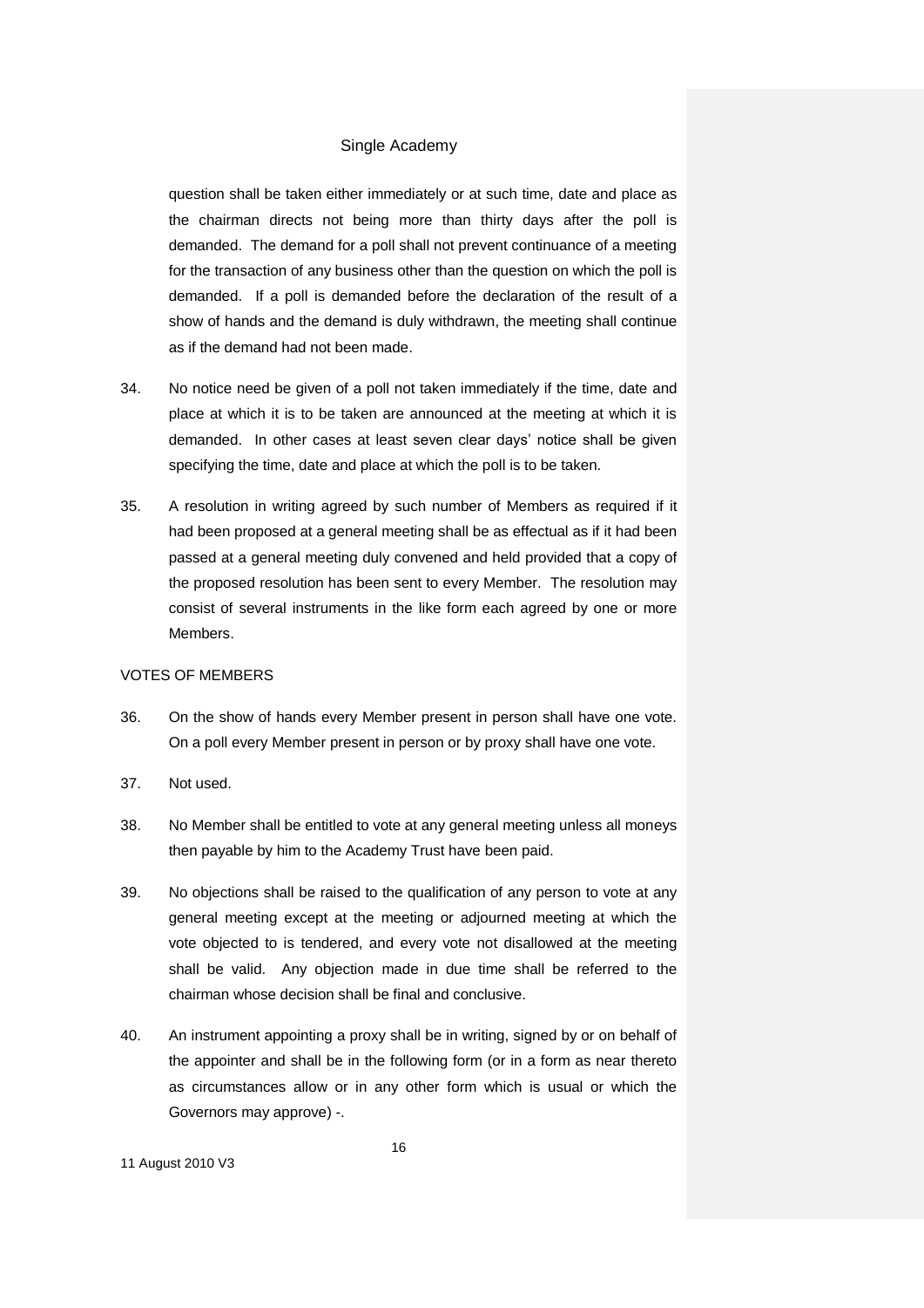question shall be taken either immediately or at such time, date and place as the chairman directs not being more than thirty days after the poll is demanded. The demand for a poll shall not prevent continuance of a meeting for the transaction of any business other than the question on which the poll is demanded. If a poll is demanded before the declaration of the result of a show of hands and the demand is duly withdrawn, the meeting shall continue as if the demand had not been made.

34. No notice need be given of a poll not taken immediately if the time, date and place at which it is to be taken are announced at the meeting at which it is demanded. In other cases at least seven clear days' notice shall be given specifying the time, date and place at which the poll is to be taken.

35. A resolution in writing agreed by such number of Members as required if it had been proposed at a general meeting shall be as effectual as if it had been passed at a general meeting duly convened and held provided that a copy of the proposed resolution has been sent to every Member. The resolution may consist of several instruments in the like form each agreed by one or more Members.

VOTES OF MEMBERS

36. On the show of hands every Member present in person shall have one vote. On a poll every Member present in person or by proxy shall have one vote.

37. Not used.

38. No Member shall be entitled to vote at any general meeting unless all moneys then payable by him to the Academy Trust have been paid.

39. No objections shall be raised to the qualification of any person to vote at any general meeting except at the meeting or adjourned meeting at which the vote objected to is tendered, and every vote not disallowed at the meeting shall be valid. Any objection made in due time shall be referred to the chairman whose decision shall be final and conclusive.

40. An instrument appointing a proxy shall be in writing, signed by or on behalf of the appointer and shall be in the following form (or in a form as near thereto as circumstances allow or in any other form which is usual or which the Governors may approve) -.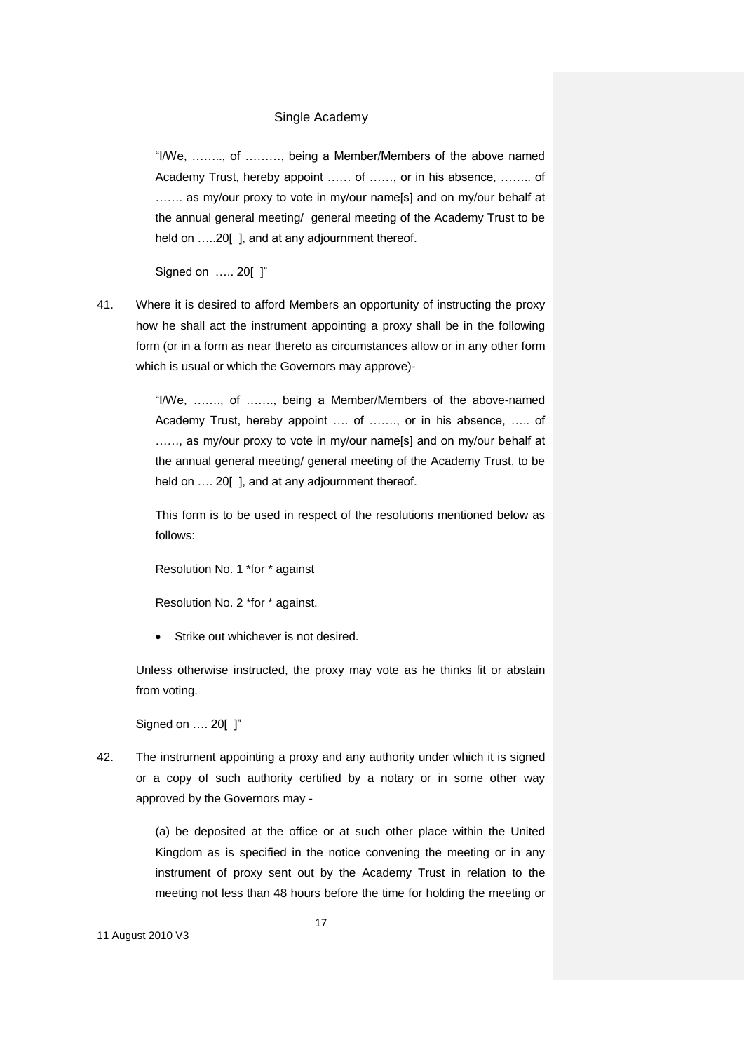"I/We, …….., of ………, being a Member/Members of the above named Academy Trust, hereby appoint …… of ……, or in his absence, …….. of ……. as my/our proxy to vote in my/our name[s] and on my/our behalf at the annual general meeting/ general meeting of the Academy Trust to be held on …..20[ ], and at any adjournment thereof.

Signed on ….. 20[ ]"

41. Where it is desired to afford Members an opportunity of instructing the proxy how he shall act the instrument appointing a proxy shall be in the following form (or in a form as near thereto as circumstances allow or in any other form which is usual or which the Governors may approve)-

"I/We, ……., of ……., being a Member/Members of the above-named Academy Trust, hereby appoint …. of ……., or in his absence, ….. of ……, as my/our proxy to vote in my/our name[s] and on my/our behalf at the annual general meeting/ general meeting of the Academy Trust, to be held on …. 20[ ], and at any adjournment thereof.

This form is to be used in respect of the resolutions mentioned below as follows:

Resolution No. 1 *for * against

Resolution No. 2 *for * against.

- Strike out whichever is not desired.

Unless otherwise instructed, the proxy may vote as he thinks fit or abstain from voting.

Signed on …. 20[ ]"

42. The instrument appointing a proxy and any authority under which it is signed or a copy of such authority certified by a notary or in some other way approved by the Governors may -

(a) be deposited at the office or at such other place within the United Kingdom as is specified in the notice convening the meeting or in any instrument of proxy sent out by the Academy Trust in relation to the meeting not less than 48 hours before the time for holding the meeting or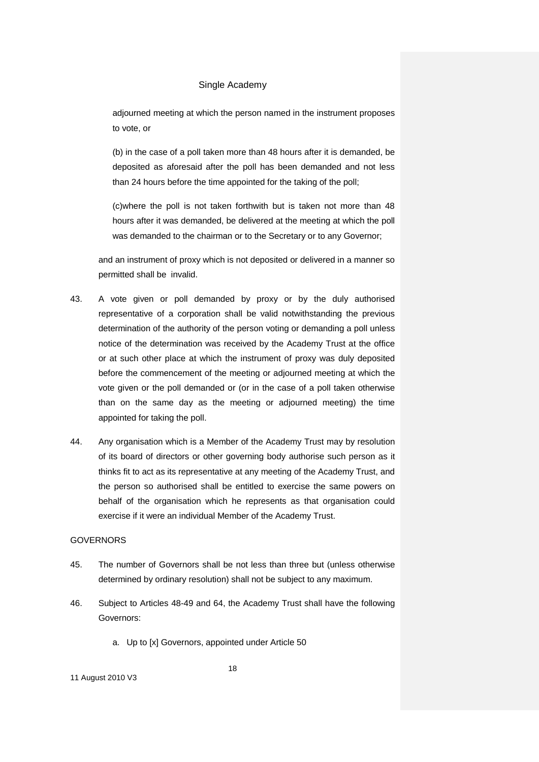adjourned meeting at which the person named in the instrument proposes to vote, or

(b) in the case of a poll taken more than 48 hours after it is demanded, be deposited as aforesaid after the poll has been demanded and not less than 24 hours before the time appointed for the taking of the poll;

(c)where the poll is not taken forthwith but is taken not more than 48 hours after it was demanded, be delivered at the meeting at which the poll was demanded to the chairman or to the Secretary or to any Governor;

and an instrument of proxy which is not deposited or delivered in a manner so permitted shall be invalid.

43. A vote given or poll demanded by proxy or by the duly authorised representative of a corporation shall be valid notwithstanding the previous determination of the authority of the person voting or demanding a poll unless notice of the determination was received by the Academy Trust at the office or at such other place at which the instrument of proxy was duly deposited before the commencement of the meeting or adjourned meeting at which the vote given or the poll demanded or (or in the case of a poll taken otherwise than on the same day as the meeting or adjourned meeting) the time appointed for taking the poll.

44. Any organisation which is a Member of the Academy Trust may by resolution of its board of directors or other governing body authorise such person as it thinks fit to act as its representative at any meeting of the Academy Trust, and the person so authorised shall be entitled to exercise the same powers on behalf of the organisation which he represents as that organisation could exercise if it were an individual Member of the Academy Trust.

GOVERNORS

45. The number of Governors shall be not less than three but (unless otherwise determined by ordinary resolution) shall not be subject to any maximum.

46. Subject to Articles 48-49 and 64, the Academy Trust shall have the following Governors:

   a. Up to [x] Governors, appointed under Article 50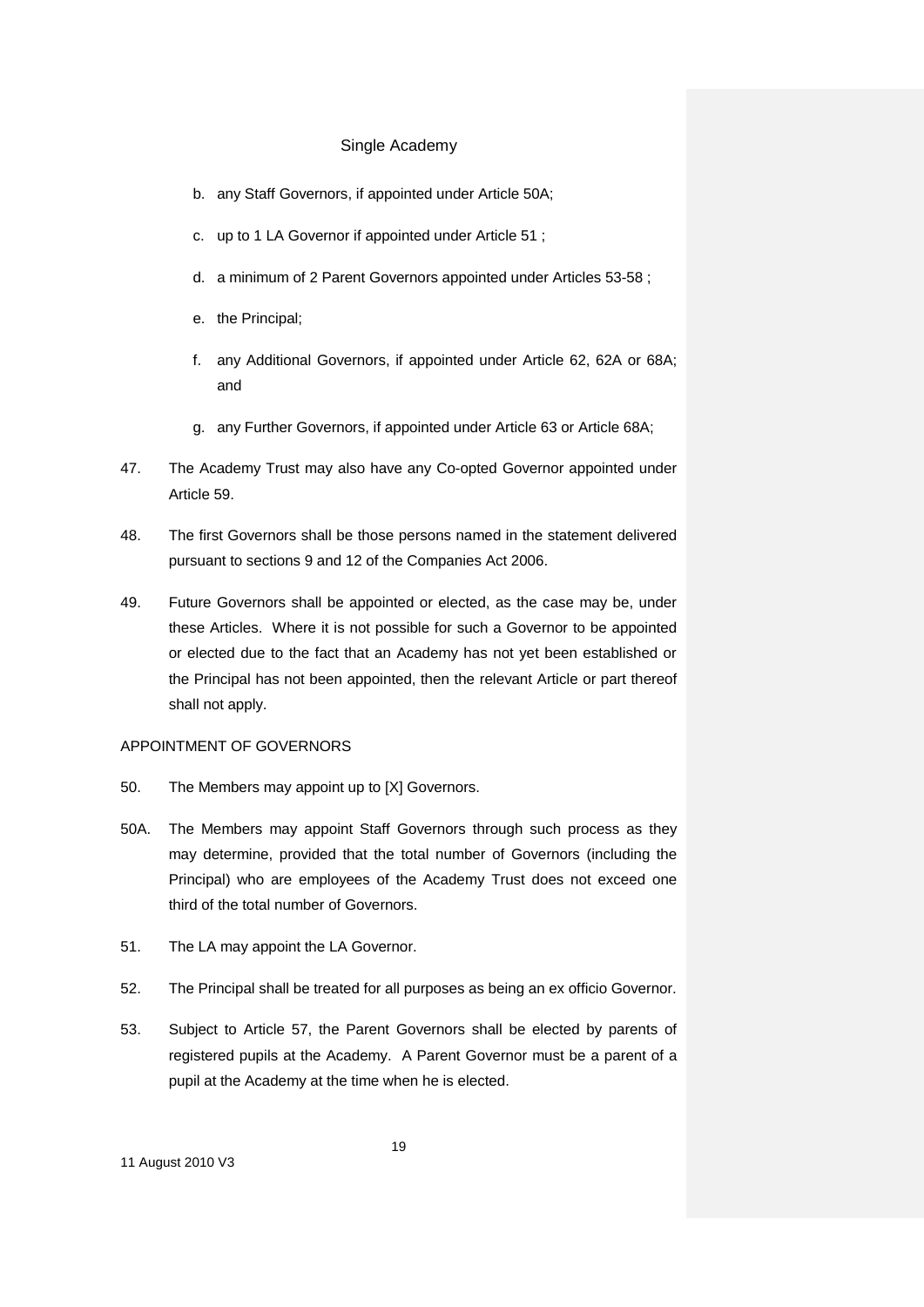b. any Staff Governors, if appointed under Article 50A;

c. up to 1 LA Governor if appointed under Article 51 ;

d. a minimum of 2 Parent Governors appointed under Articles 53-58 ;

e. the Principal;

f. any Additional Governors, if appointed under Article 62, 62A or 68A; and

g. any Further Governors, if appointed under Article 63 or Article 68A;

47. The Academy Trust may also have any Co-opted Governor appointed under Article 59.

48. The first Governors shall be those persons named in the statement delivered pursuant to sections 9 and 12 of the Companies Act 2006.

49. Future Governors shall be appointed or elected, as the case may be, under these Articles. Where it is not possible for such a Governor to be appointed or elected due to the fact that an Academy has not yet been established or the Principal has not been appointed, then the relevant Article or part thereof shall not apply.

APPOINTMENT OF GOVERNORS

50. The Members may appoint up to [X] Governors.

50A. The Members may appoint Staff Governors through such process as they may determine, provided that the total number of Governors (including the Principal) who are employees of the Academy Trust does not exceed one third of the total number of Governors.

51. The LA may appoint the LA Governor.

52. The Principal shall be treated for all purposes as being an ex officio Governor.

53. Subject to Article 57, the Parent Governors shall be elected by parents of registered pupils at the Academy. A Parent Governor must be a parent of a pupil at the Academy at the time when he is elected.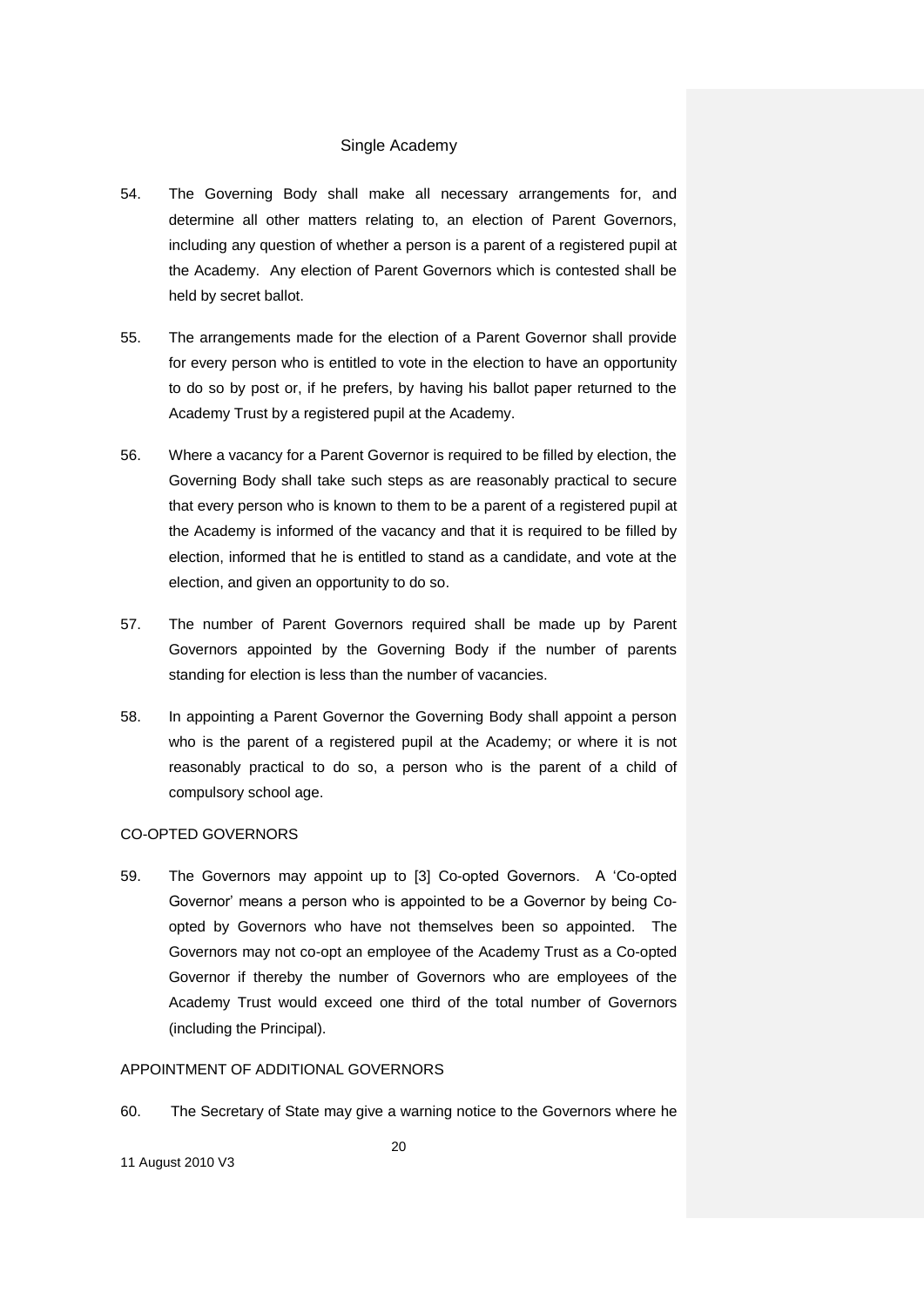54. The Governing Body shall make all necessary arrangements for, and determine all other matters relating to, an election of Parent Governors, including any question of whether a person is a parent of a registered pupil at the Academy. Any election of Parent Governors which is contested shall be held by secret ballot.

55. The arrangements made for the election of a Parent Governor shall provide for every person who is entitled to vote in the election to have an opportunity to do so by post or, if he prefers, by having his ballot paper returned to the Academy Trust by a registered pupil at the Academy.

56. Where a vacancy for a Parent Governor is required to be filled by election, the Governing Body shall take such steps as are reasonably practical to secure that every person who is known to them to be a parent of a registered pupil at the Academy is informed of the vacancy and that it is required to be filled by election, informed that he is entitled to stand as a candidate, and vote at the election, and given an opportunity to do so.

57. The number of Parent Governors required shall be made up by Parent Governors appointed by the Governing Body if the number of parents standing for election is less than the number of vacancies.

58. In appointing a Parent Governor the Governing Body shall appoint a person who is the parent of a registered pupil at the Academy; or where it is not reasonably practical to do so, a person who is the parent of a child of compulsory school age.

CO-OPTED GOVERNORS

59. The Governors may appoint up to [3] Co-opted Governors. A 'Co-opted Governor' means a person who is appointed to be a Governor by being Co-opted by Governors who have not themselves been so appointed. The Governors may not co-opt an employee of the Academy Trust as a Co-opted Governor if thereby the number of Governors who are employees of the Academy Trust would exceed one third of the total number of Governors (including the Principal).

APPOINTMENT OF ADDITIONAL GOVERNORS

60. The Secretary of State may give a warning notice to the Governors where he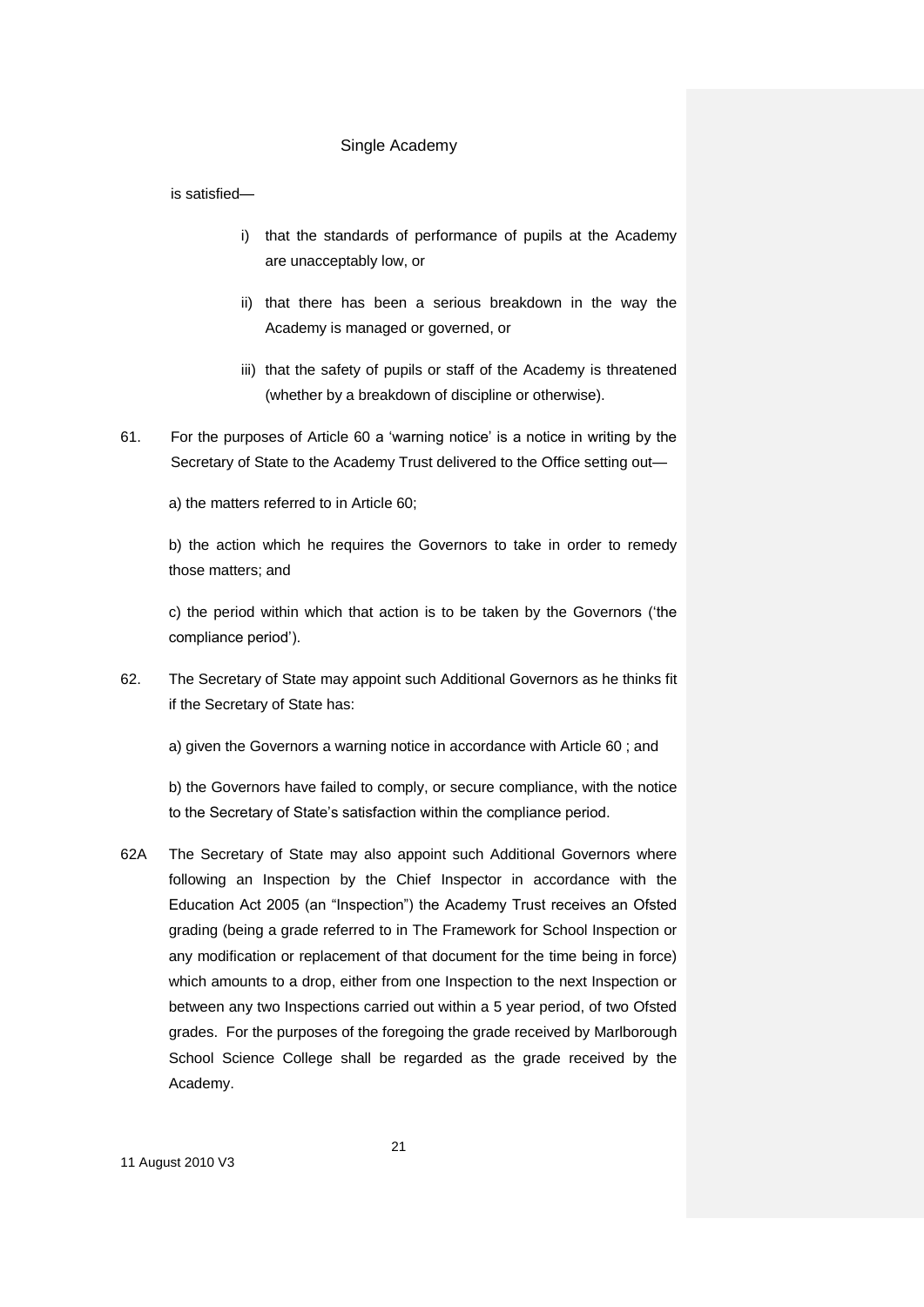is satisfied—

- i) that the standards of performance of pupils at the Academy are unacceptably low, or
- ii) that there has been a serious breakdown in the way the Academy is managed or governed, or
- iii) that the safety of pupils or staff of the Academy is threatened (whether by a breakdown of discipline or otherwise).

61. For the purposes of Article 60 a 'warning notice' is a notice in writing by the Secretary of State to the Academy Trust delivered to the Office setting out—

    a) the matters referred to in Article 60;

    b) the action which he requires the Governors to take in order to remedy those matters; and

    c) the period within which that action is to be taken by the Governors ('the compliance period').

62. The Secretary of State may appoint such Additional Governors as he thinks fit if the Secretary of State has:

    a) given the Governors a warning notice in accordance with Article 60 ; and

    b) the Governors have failed to comply, or secure compliance, with the notice to the Secretary of State's satisfaction within the compliance period.

62A The Secretary of State may also appoint such Additional Governors where following an Inspection by the Chief Inspector in accordance with the Education Act 2005 (an "Inspection") the Academy Trust receives an Ofsted grading (being a grade referred to in The Framework for School Inspection or any modification or replacement of that document for the time being in force) which amounts to a drop, either from one Inspection to the next Inspection or between any two Inspections carried out within a 5 year period, of two Ofsted grades. For the purposes of the foregoing the grade received by Marlborough School Science College shall be regarded as the grade received by the Academy.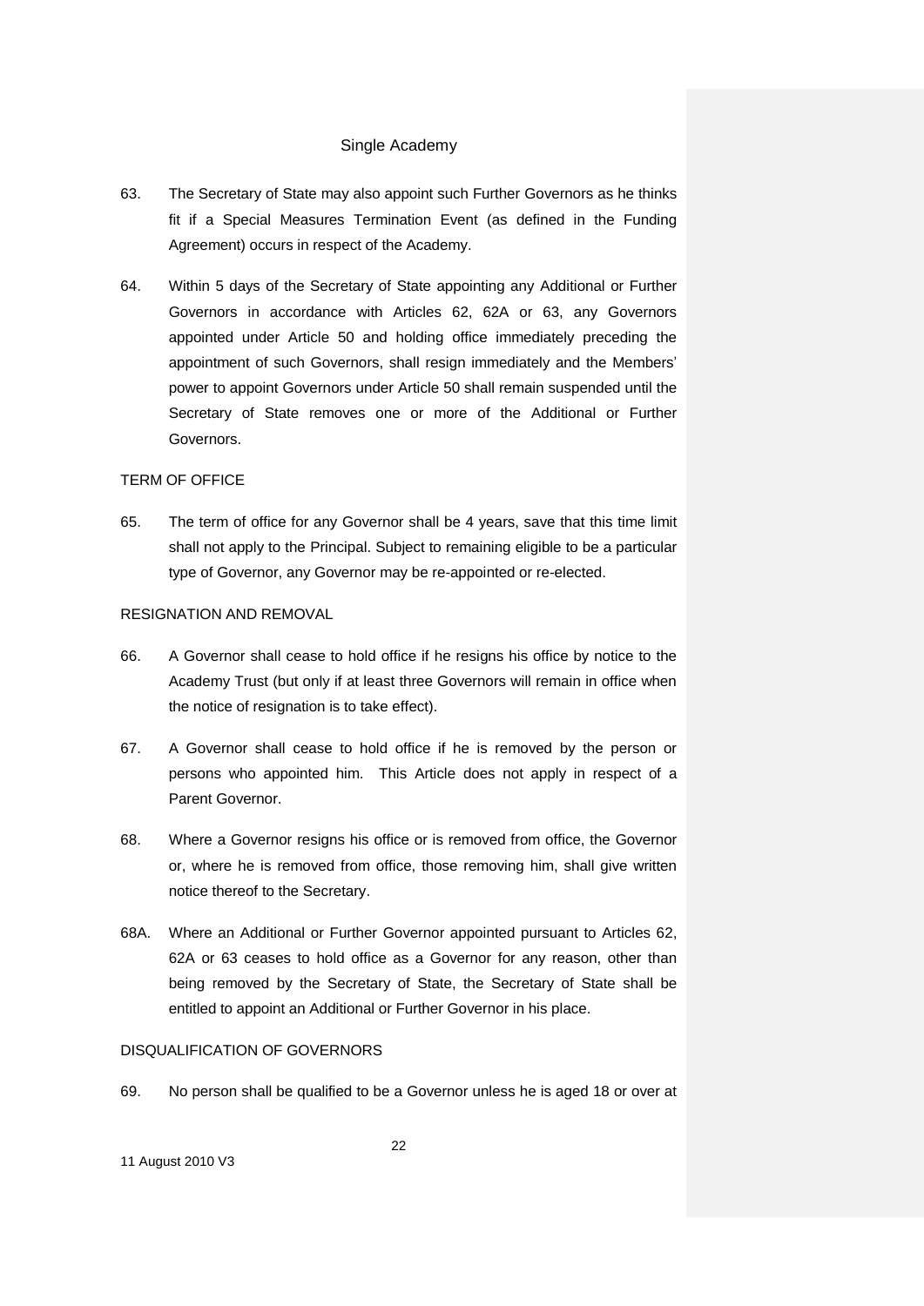63. The Secretary of State may also appoint such Further Governors as he thinks fit if a Special Measures Termination Event (as defined in the Funding Agreement) occurs in respect of the Academy.

64. Within 5 days of the Secretary of State appointing any Additional or Further Governors in accordance with Articles 62, 62A or 63, any Governors appointed under Article 50 and holding office immediately preceding the appointment of such Governors, shall resign immediately and the Members' power to appoint Governors under Article 50 shall remain suspended until the Secretary of State removes one or more of the Additional or Further Governors.

TERM OF OFFICE

65. The term of office for any Governor shall be 4 years, save that this time limit shall not apply to the Principal. Subject to remaining eligible to be a particular type of Governor, any Governor may be re-appointed or re-elected.

RESIGNATION AND REMOVAL

66. A Governor shall cease to hold office if he resigns his office by notice to the Academy Trust (but only if at least three Governors will remain in office when the notice of resignation is to take effect).

67. A Governor shall cease to hold office if he is removed by the person or persons who appointed him. This Article does not apply in respect of a Parent Governor.

68. Where a Governor resigns his office or is removed from office, the Governor or, where he is removed from office, those removing him, shall give written notice thereof to the Secretary.

68A. Where an Additional or Further Governor appointed pursuant to Articles 62, 62A or 63 ceases to hold office as a Governor for any reason, other than being removed by the Secretary of State, the Secretary of State shall be entitled to appoint an Additional or Further Governor in his place.

DISQUALIFICATION OF GOVERNORS

69. No person shall be qualified to be a Governor unless he is aged 18 or over at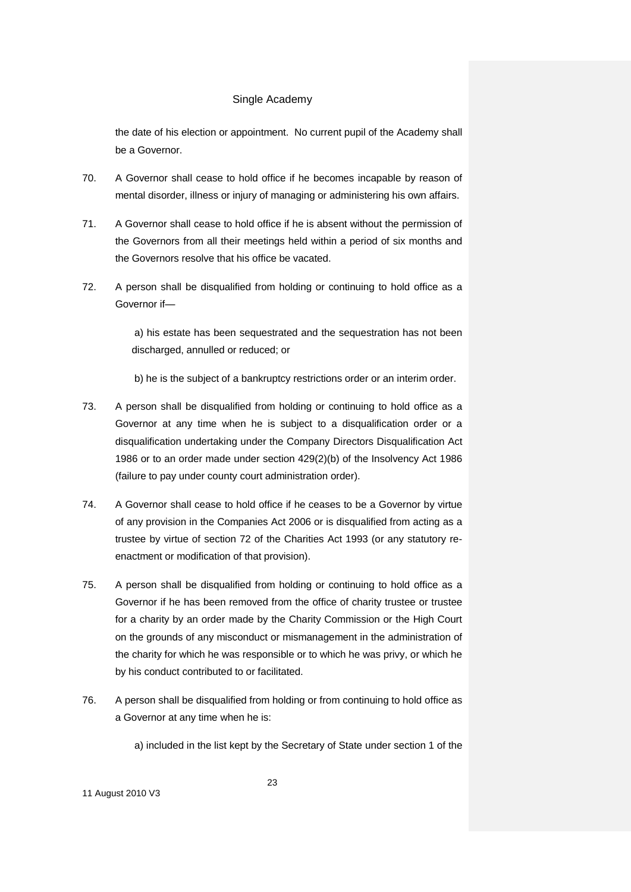the date of his election or appointment. No current pupil of the Academy shall be a Governor.

70. A Governor shall cease to hold office if he becomes incapable by reason of mental disorder, illness or injury of managing or administering his own affairs.

71. A Governor shall cease to hold office if he is absent without the permission of the Governors from all their meetings held within a period of six months and the Governors resolve that his office be vacated.

72. A person shall be disqualified from holding or continuing to hold office as a Governor if—

   a) his estate has been sequestrated and the sequestration has not been discharged, annulled or reduced; or

   b) he is the subject of a bankruptcy restrictions order or an interim order.

73. A person shall be disqualified from holding or continuing to hold office as a Governor at any time when he is subject to a disqualification order or a disqualification undertaking under the Company Directors Disqualification Act 1986 or to an order made under section 429(2)(b) of the Insolvency Act 1986 (failure to pay under county court administration order).

74. A Governor shall cease to hold office if he ceases to be a Governor by virtue of any provision in the Companies Act 2006 or is disqualified from acting as a trustee by virtue of section 72 of the Charities Act 1993 (or any statutory re-enactment or modification of that provision).

75. A person shall be disqualified from holding or continuing to hold office as a Governor if he has been removed from the office of charity trustee or trustee for a charity by an order made by the Charity Commission or the High Court on the grounds of any misconduct or mismanagement in the administration of the charity for which he was responsible or to which he was privy, or which he by his conduct contributed to or facilitated.

76. A person shall be disqualified from holding or from continuing to hold office as a Governor at any time when he is:

   a) included in the list kept by the Secretary of State under section 1 of the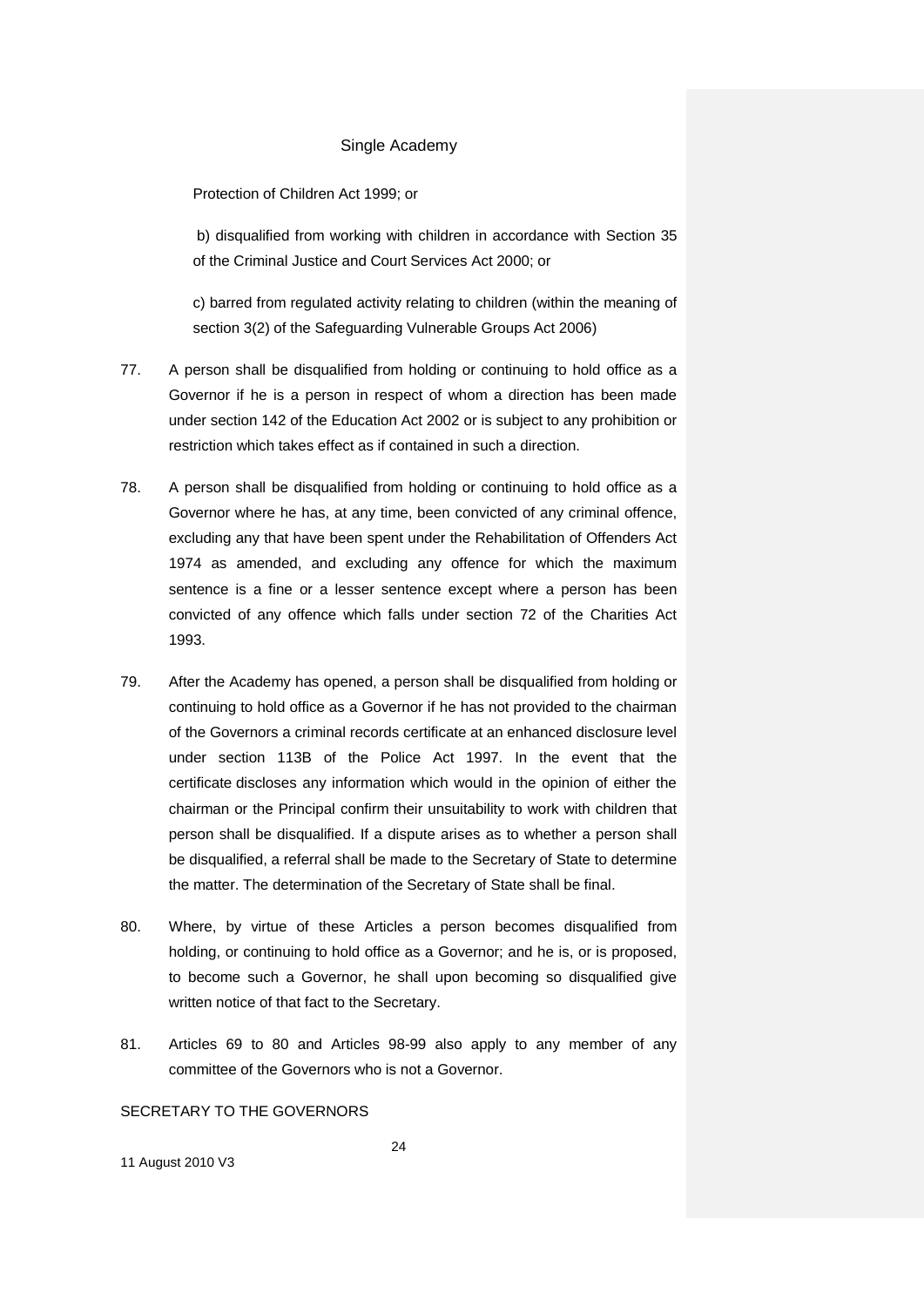Protection of Children Act 1999; or

b) disqualified from working with children in accordance with Section 35 of the Criminal Justice and Court Services Act 2000; or

c) barred from regulated activity relating to children (within the meaning of section 3(2) of the Safeguarding Vulnerable Groups Act 2006)

77. A person shall be disqualified from holding or continuing to hold office as a Governor if he is a person in respect of whom a direction has been made under section 142 of the Education Act 2002 or is subject to any prohibition or restriction which takes effect as if contained in such a direction.

78. A person shall be disqualified from holding or continuing to hold office as a Governor where he has, at any time, been convicted of any criminal offence, excluding any that have been spent under the Rehabilitation of Offenders Act 1974 as amended, and excluding any offence for which the maximum sentence is a fine or a lesser sentence except where a person has been convicted of any offence which falls under section 72 of the Charities Act 1993.

79. After the Academy has opened, a person shall be disqualified from holding or continuing to hold office as a Governor if he has not provided to the chairman of the Governors a criminal records certificate at an enhanced disclosure level under section 113B of the Police Act 1997. In the event that the certificate discloses any information which would in the opinion of either the chairman or the Principal confirm their unsuitability to work with children that person shall be disqualified. If a dispute arises as to whether a person shall be disqualified, a referral shall be made to the Secretary of State to determine the matter. The determination of the Secretary of State shall be final.

80. Where, by virtue of these Articles a person becomes disqualified from holding, or continuing to hold office as a Governor; and he is, or is proposed, to become such a Governor, he shall upon becoming so disqualified give written notice of that fact to the Secretary.

81. Articles 69 to 80 and Articles 98-99 also apply to any member of any committee of the Governors who is not a Governor.

SECRETARY TO THE GOVERNORS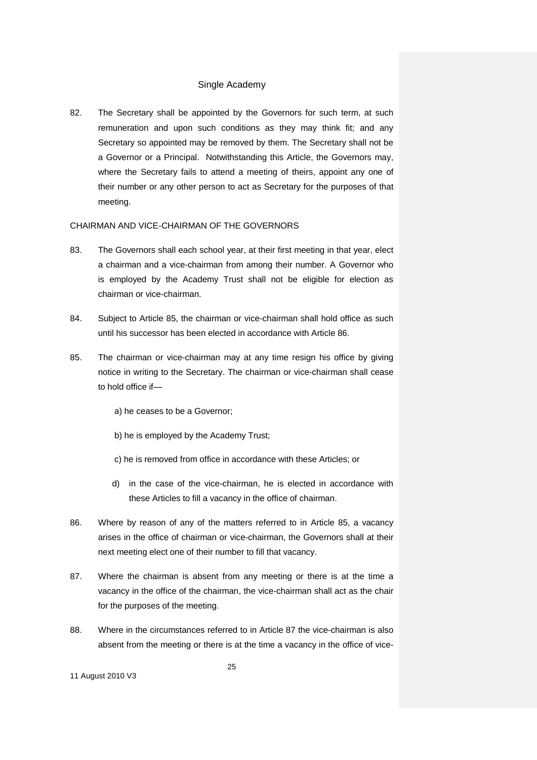82. The Secretary shall be appointed by the Governors for such term, at such remuneration and upon such conditions as they may think fit; and any Secretary so appointed may be removed by them. The Secretary shall not be a Governor or a Principal. Notwithstanding this Article, the Governors may, where the Secretary fails to attend a meeting of theirs, appoint any one of their number or any other person to act as Secretary for the purposes of that meeting.

## CHAIRMAN AND VICE-CHAIRMAN OF THE GOVERNORS

83. The Governors shall each school year, at their first meeting in that year, elect a chairman and a vice-chairman from among their number. A Governor who is employed by the Academy Trust shall not be eligible for election as chairman or vice-chairman.

84. Subject to Article 85, the chairman or vice-chairman shall hold office as such until his successor has been elected in accordance with Article 86.

85. The chairman or vice-chairman may at any time resign his office by giving notice in writing to the Secretary. The chairman or vice-chairman shall cease to hold office if—

    a) he ceases to be a Governor;

    b) he is employed by the Academy Trust;

    c) he is removed from office in accordance with these Articles; or

    d) in the case of the vice-chairman, he is elected in accordance with these Articles to fill a vacancy in the office of chairman.

86. Where by reason of any of the matters referred to in Article 85, a vacancy arises in the office of chairman or vice-chairman, the Governors shall at their next meeting elect one of their number to fill that vacancy.

87. Where the chairman is absent from any meeting or there is at the time a vacancy in the office of the chairman, the vice-chairman shall act as the chair for the purposes of the meeting.

88. Where in the circumstances referred to in Article 87 the vice-chairman is also absent from the meeting or there is at the time a vacancy in the office of vice-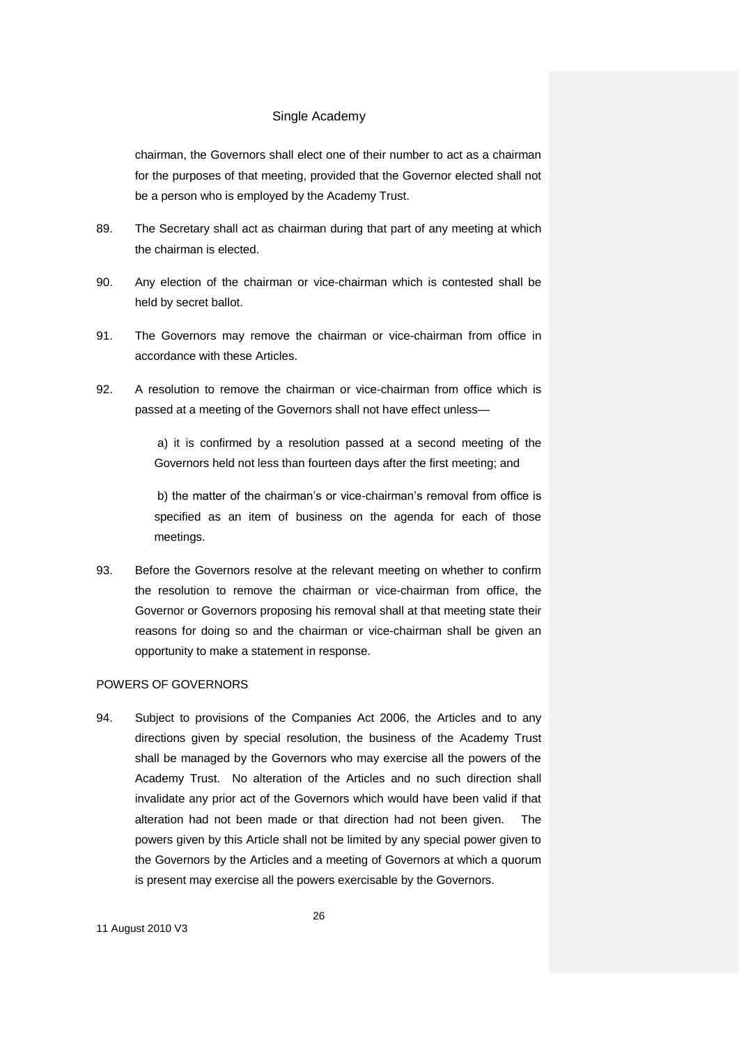chairman, the Governors shall elect one of their number to act as a chairman for the purposes of that meeting, provided that the Governor elected shall not be a person who is employed by the Academy Trust.

89. The Secretary shall act as chairman during that part of any meeting at which the chairman is elected.

90. Any election of the chairman or vice-chairman which is contested shall be held by secret ballot.

91. The Governors may remove the chairman or vice-chairman from office in accordance with these Articles.

92. A resolution to remove the chairman or vice-chairman from office which is passed at a meeting of the Governors shall not have effect unless—

 a) it is confirmed by a resolution passed at a second meeting of the Governors held not less than fourteen days after the first meeting; and

 b) the matter of the chairman's or vice-chairman's removal from office is specified as an item of business on the agenda for each of those meetings.

93. Before the Governors resolve at the relevant meeting on whether to confirm the resolution to remove the chairman or vice-chairman from office, the Governor or Governors proposing his removal shall at that meeting state their reasons for doing so and the chairman or vice-chairman shall be given an opportunity to make a statement in response.

POWERS OF GOVERNORS

94. Subject to provisions of the Companies Act 2006, the Articles and to any directions given by special resolution, the business of the Academy Trust shall be managed by the Governors who may exercise all the powers of the Academy Trust. No alteration of the Articles and no such direction shall invalidate any prior act of the Governors which would have been valid if that alteration had not been made or that direction had not been given. The powers given by this Article shall not be limited by any special power given to the Governors by the Articles and a meeting of Governors at which a quorum is present may exercise all the powers exercisable by the Governors.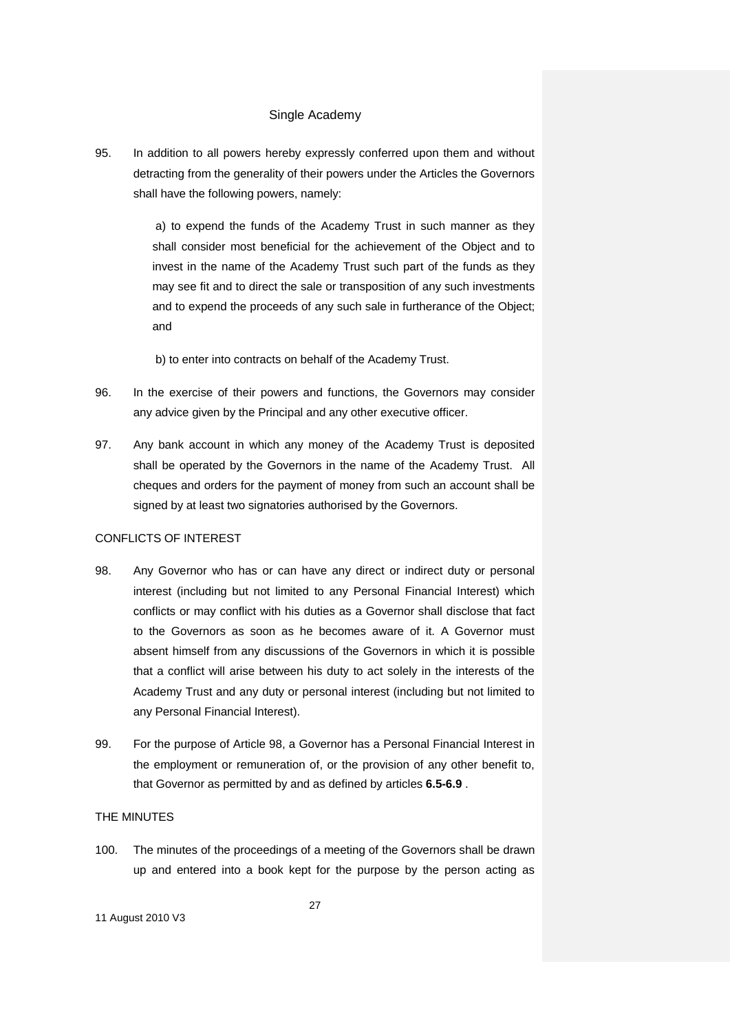95. In addition to all powers hereby expressly conferred upon them and without detracting from the generality of their powers under the Articles the Governors shall have the following powers, namely:

    a) to expend the funds of the Academy Trust in such manner as they shall consider most beneficial for the achievement of the Object and to invest in the name of the Academy Trust such part of the funds as they may see fit and to direct the sale or transposition of any such investments and to expend the proceeds of any such sale in furtherance of the Object; and

    b) to enter into contracts on behalf of the Academy Trust.

96. In the exercise of their powers and functions, the Governors may consider any advice given by the Principal and any other executive officer.

97. Any bank account in which any money of the Academy Trust is deposited shall be operated by the Governors in the name of the Academy Trust. All cheques and orders for the payment of money from such an account shall be signed by at least two signatories authorised by the Governors.

CONFLICTS OF INTEREST

98. Any Governor who has or can have any direct or indirect duty or personal interest (including but not limited to any Personal Financial Interest) which conflicts or may conflict with his duties as a Governor shall disclose that fact to the Governors as soon as he becomes aware of it. A Governor must absent himself from any discussions of the Governors in which it is possible that a conflict will arise between his duty to act solely in the interests of the Academy Trust and any duty or personal interest (including but not limited to any Personal Financial Interest).

99. For the purpose of Article 98, a Governor has a Personal Financial Interest in the employment or remuneration of, or the provision of any other benefit to, that Governor as permitted by and as defined by articles **6.5-6.9** .

THE MINUTES

100. The minutes of the proceedings of a meeting of the Governors shall be drawn up and entered into a book kept for the purpose by the person acting as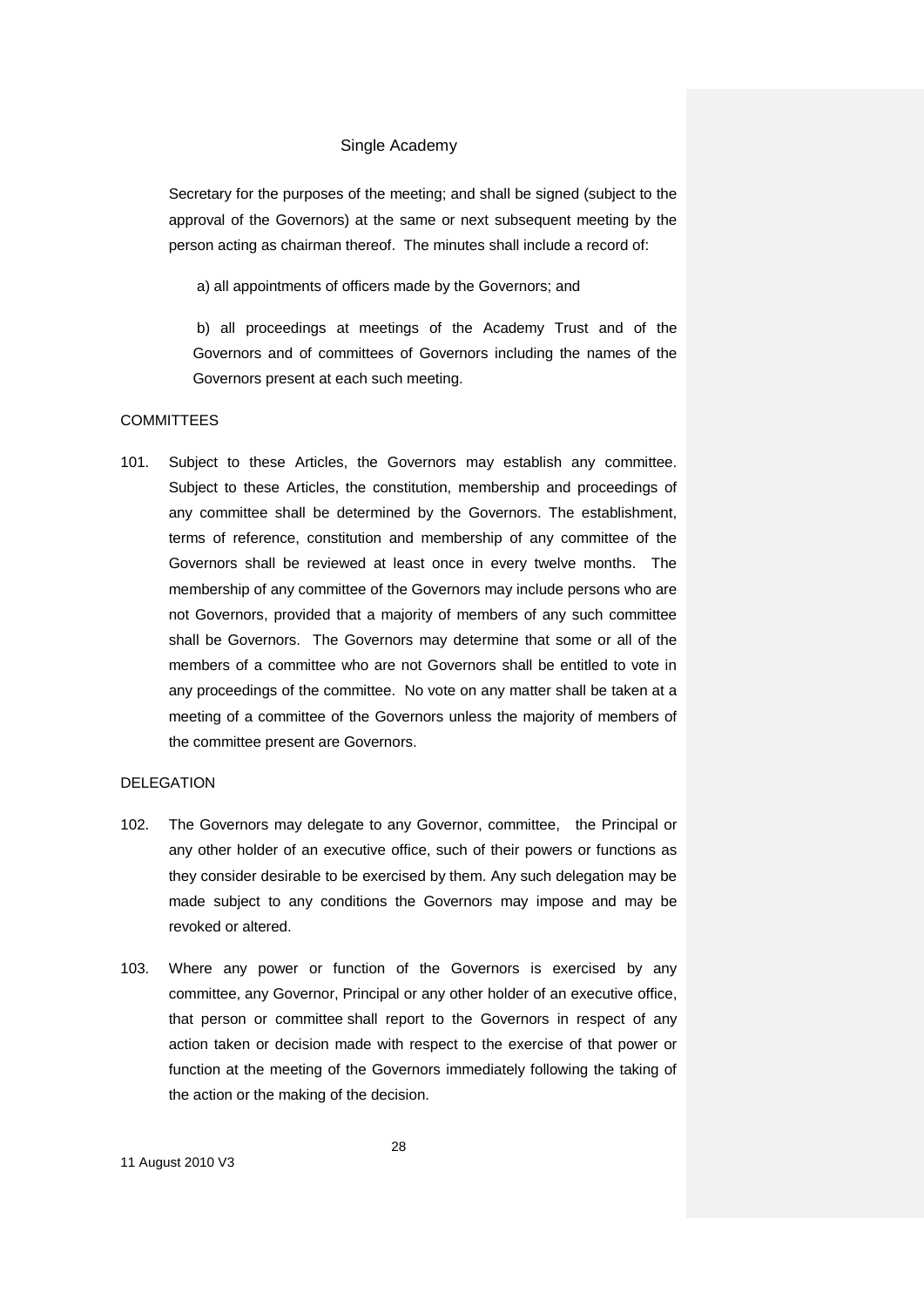Secretary for the purposes of the meeting; and shall be signed (subject to the approval of the Governors) at the same or next subsequent meeting by the person acting as chairman thereof. The minutes shall include a record of:

a) all appointments of officers made by the Governors; and

b) all proceedings at meetings of the Academy Trust and of the Governors and of committees of Governors including the names of the Governors present at each such meeting.

COMMITTEES

101. Subject to these Articles, the Governors may establish any committee. Subject to these Articles, the constitution, membership and proceedings of any committee shall be determined by the Governors. The establishment, terms of reference, constitution and membership of any committee of the Governors shall be reviewed at least once in every twelve months. The membership of any committee of the Governors may include persons who are not Governors, provided that a majority of members of any such committee shall be Governors. The Governors may determine that some or all of the members of a committee who are not Governors shall be entitled to vote in any proceedings of the committee. No vote on any matter shall be taken at a meeting of a committee of the Governors unless the majority of members of the committee present are Governors.

DELEGATION

102. The Governors may delegate to any Governor, committee, the Principal or any other holder of an executive office, such of their powers or functions as they consider desirable to be exercised by them. Any such delegation may be made subject to any conditions the Governors may impose and may be revoked or altered.

103. Where any power or function of the Governors is exercised by any committee, any Governor, Principal or any other holder of an executive office, that person or committee shall report to the Governors in respect of any action taken or decision made with respect to the exercise of that power or function at the meeting of the Governors immediately following the taking of the action or the making of the decision.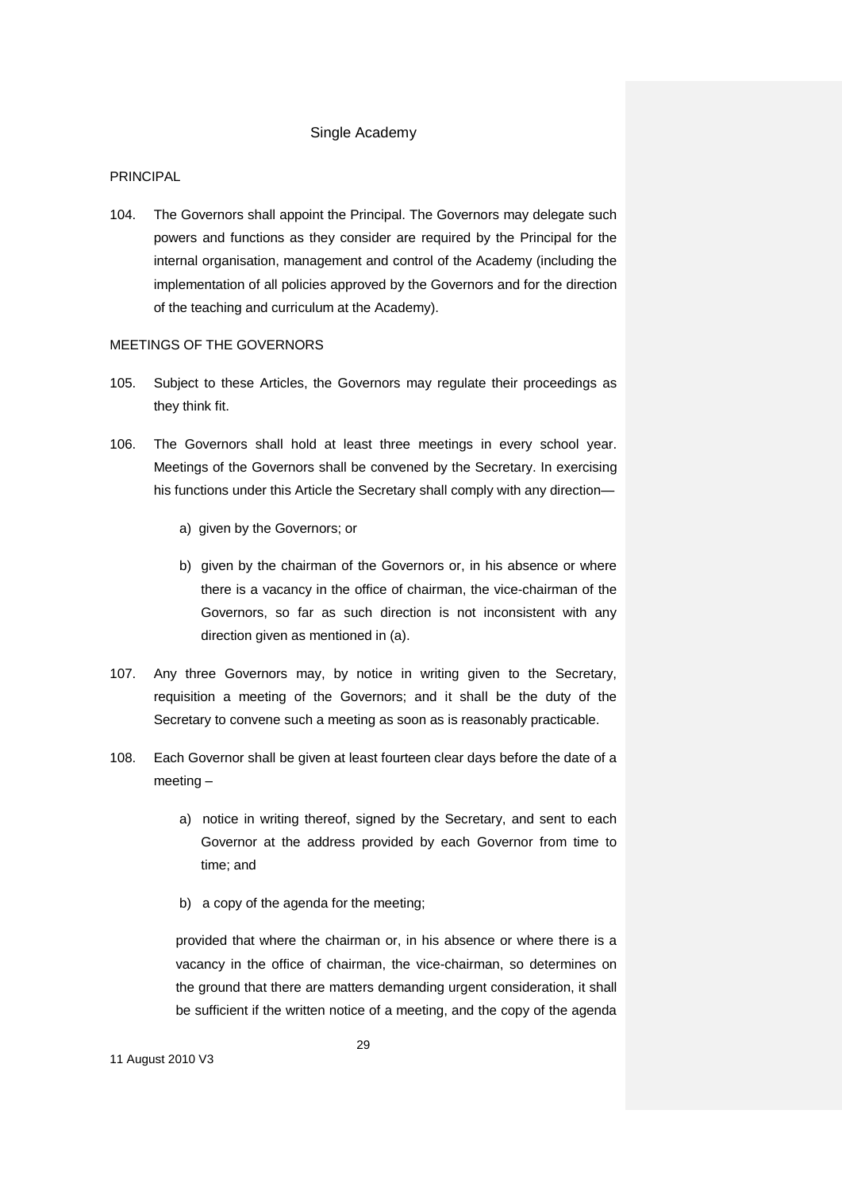Single Academy

PRINCIPAL

104. The Governors shall appoint the Principal. The Governors may delegate such powers and functions as they consider are required by the Principal for the internal organisation, management and control of the Academy (including the implementation of all policies approved by the Governors and for the direction of the teaching and curriculum at the Academy).

MEETINGS OF THE GOVERNORS

105. Subject to these Articles, the Governors may regulate their proceedings as they think fit.

106. The Governors shall hold at least three meetings in every school year. Meetings of the Governors shall be convened by the Secretary. In exercising his functions under this Article the Secretary shall comply with any direction—

    a) given by the Governors; or

    b) given by the chairman of the Governors or, in his absence or where there is a vacancy in the office of chairman, the vice-chairman of the Governors, so far as such direction is not inconsistent with any direction given as mentioned in (a).

107. Any three Governors may, by notice in writing given to the Secretary, requisition a meeting of the Governors; and it shall be the duty of the Secretary to convene such a meeting as soon as is reasonably practicable.

108. Each Governor shall be given at least fourteen clear days before the date of a meeting –

    a) notice in writing thereof, signed by the Secretary, and sent to each Governor at the address provided by each Governor from time to time; and

    b) a copy of the agenda for the meeting;

    provided that where the chairman or, in his absence or where there is a vacancy in the office of chairman, the vice-chairman, so determines on the ground that there are matters demanding urgent consideration, it shall be sufficient if the written notice of a meeting, and the copy of the agenda

11 August 2010 V3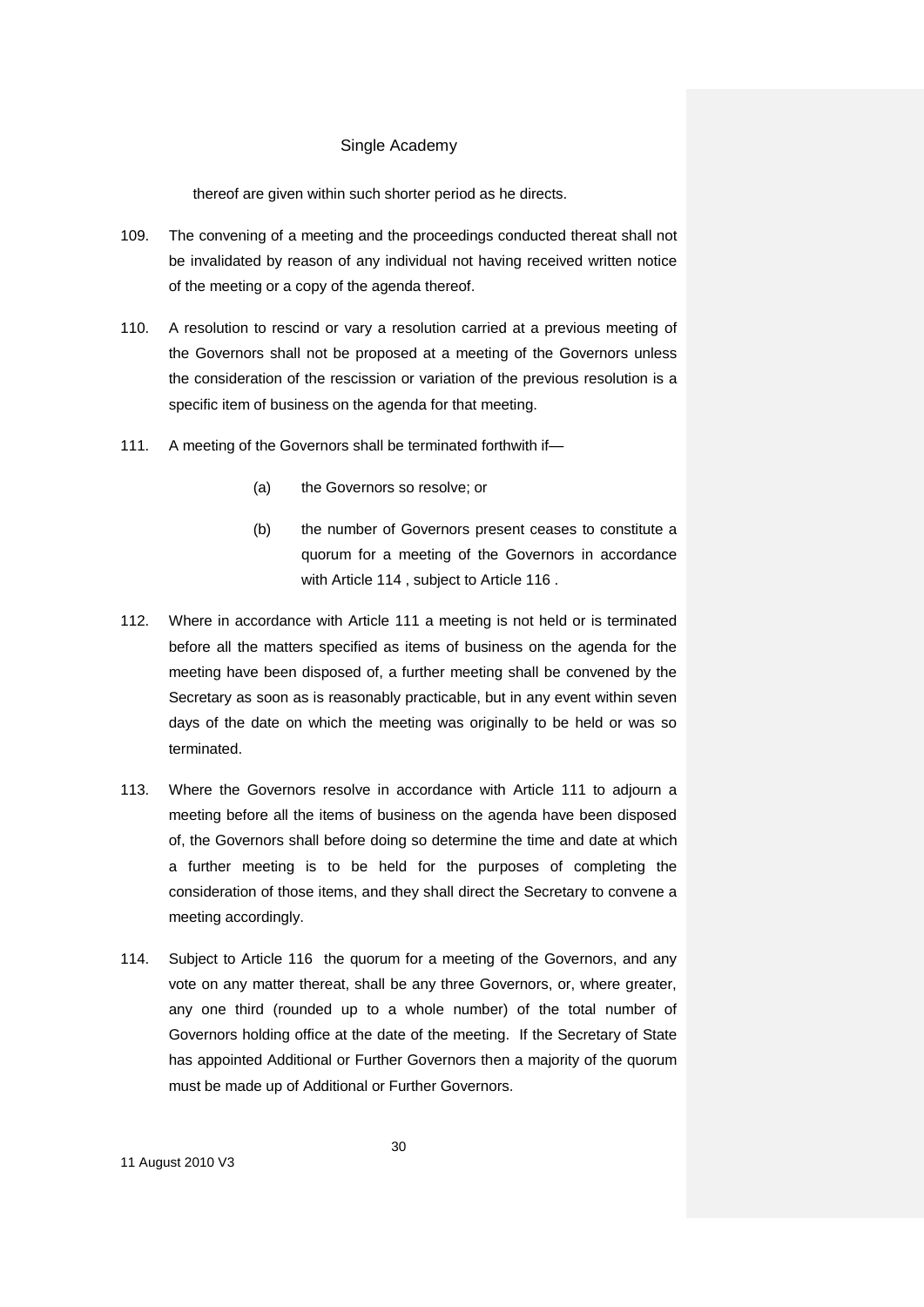thereof are given within such shorter period as he directs.

109. The convening of a meeting and the proceedings conducted thereat shall not be invalidated by reason of any individual not having received written notice of the meeting or a copy of the agenda thereof.

110. A resolution to rescind or vary a resolution carried at a previous meeting of the Governors shall not be proposed at a meeting of the Governors unless the consideration of the rescission or variation of the previous resolution is a specific item of business on the agenda for that meeting.

111. A meeting of the Governors shall be terminated forthwith if—

    (a) the Governors so resolve; or

    (b) the number of Governors present ceases to constitute a quorum for a meeting of the Governors in accordance with Article 114 , subject to Article 116 .

112. Where in accordance with Article 111 a meeting is not held or is terminated before all the matters specified as items of business on the agenda for the meeting have been disposed of, a further meeting shall be convened by the Secretary as soon as is reasonably practicable, but in any event within seven days of the date on which the meeting was originally to be held or was so terminated.

113. Where the Governors resolve in accordance with Article 111 to adjourn a meeting before all the items of business on the agenda have been disposed of, the Governors shall before doing so determine the time and date at which a further meeting is to be held for the purposes of completing the consideration of those items, and they shall direct the Secretary to convene a meeting accordingly.

114. Subject to Article 116 the quorum for a meeting of the Governors, and any vote on any matter thereat, shall be any three Governors, or, where greater, any one third (rounded up to a whole number) of the total number of Governors holding office at the date of the meeting. If the Secretary of State has appointed Additional or Further Governors then a majority of the quorum must be made up of Additional or Further Governors.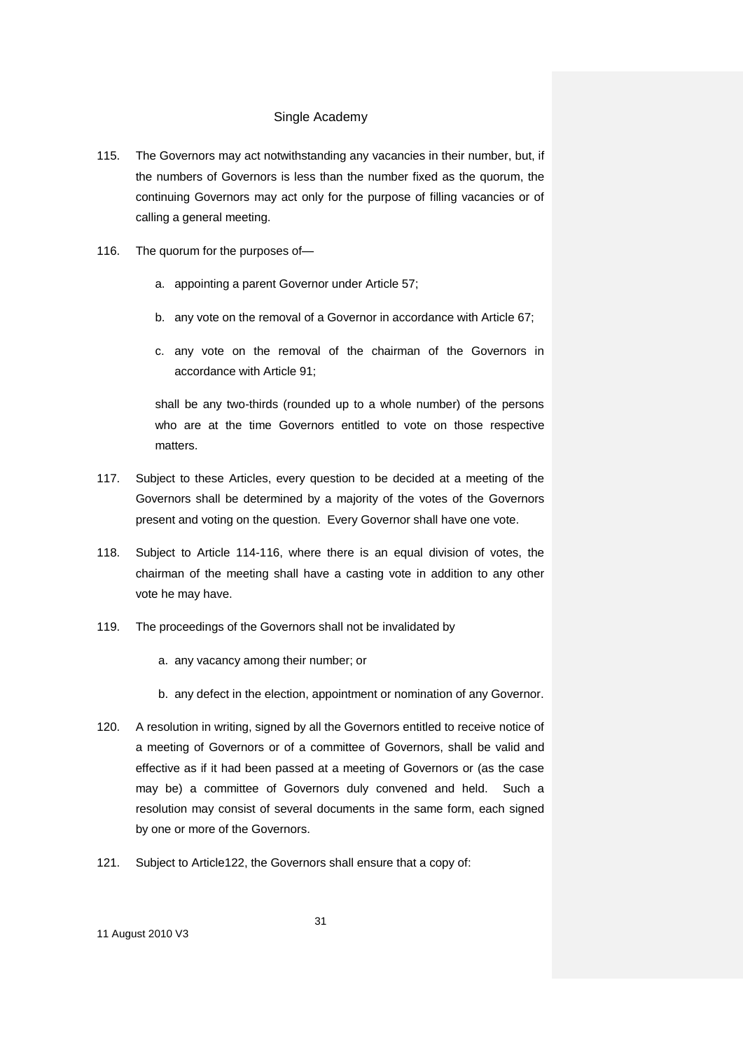115. The Governors may act notwithstanding any vacancies in their number, but, if the numbers of Governors is less than the number fixed as the quorum, the continuing Governors may act only for the purpose of filling vacancies or of calling a general meeting.

116. The quorum for the purposes of—

   a. appointing a parent Governor under Article 57;

   b. any vote on the removal of a Governor in accordance with Article 67;

   c. any vote on the removal of the chairman of the Governors in accordance with Article 91;

   shall be any two-thirds (rounded up to a whole number) of the persons who are at the time Governors entitled to vote on those respective matters.

117. Subject to these Articles, every question to be decided at a meeting of the Governors shall be determined by a majority of the votes of the Governors present and voting on the question. Every Governor shall have one vote.

118. Subject to Article 114-116, where there is an equal division of votes, the chairman of the meeting shall have a casting vote in addition to any other vote he may have.

119. The proceedings of the Governors shall not be invalidated by

   a. any vacancy among their number; or

   b. any defect in the election, appointment or nomination of any Governor.

120. A resolution in writing, signed by all the Governors entitled to receive notice of a meeting of Governors or of a committee of Governors, shall be valid and effective as if it had been passed at a meeting of Governors or (as the case may be) a committee of Governors duly convened and held. Such a resolution may consist of several documents in the same form, each signed by one or more of the Governors.

121. Subject to Article122, the Governors shall ensure that a copy of: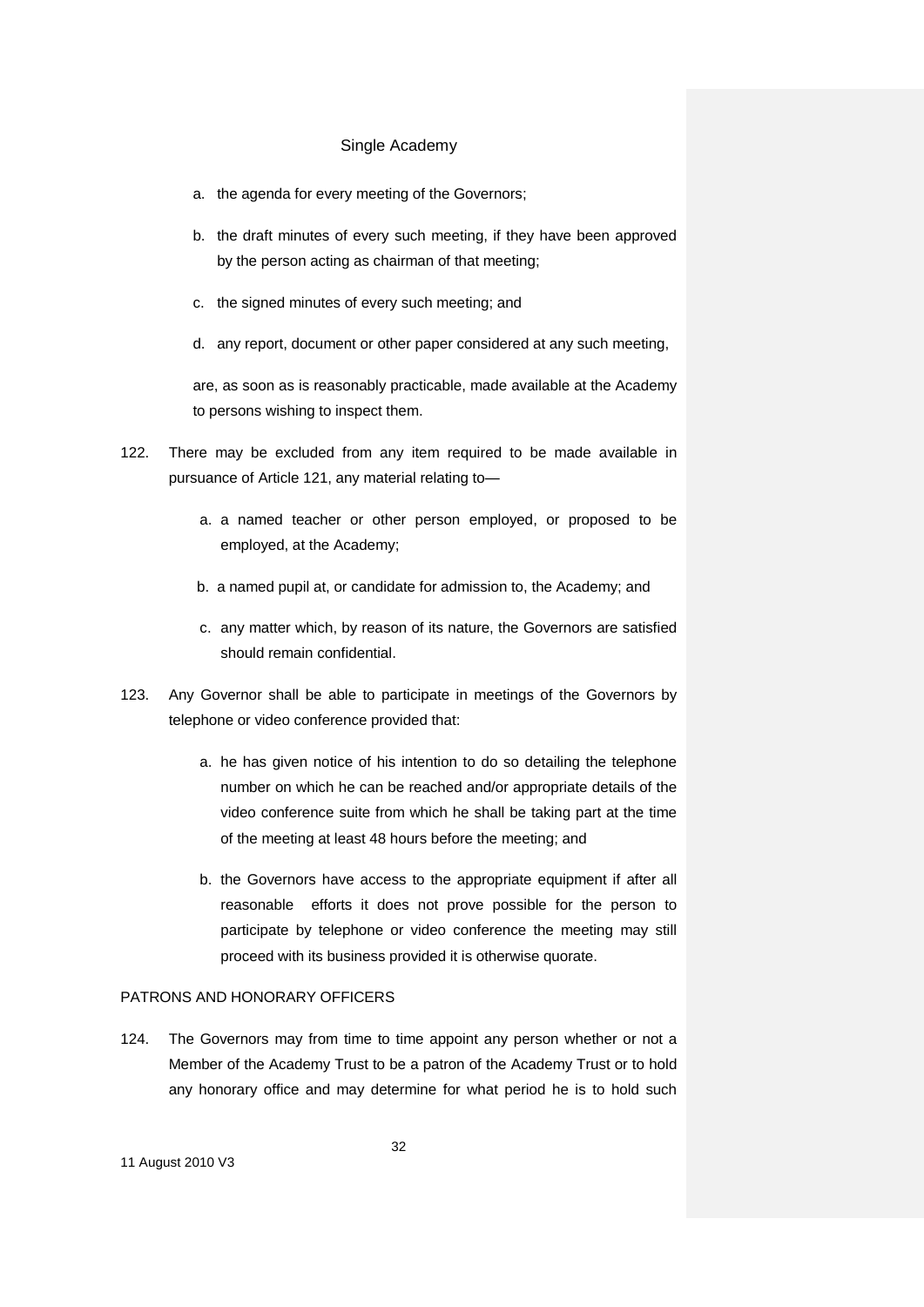a. the agenda for every meeting of the Governors;

b. the draft minutes of every such meeting, if they have been approved by the person acting as chairman of that meeting;

c. the signed minutes of every such meeting; and

d. any report, document or other paper considered at any such meeting,

are, as soon as is reasonably practicable, made available at the Academy to persons wishing to inspect them.

122. There may be excluded from any item required to be made available in pursuance of Article 121, any material relating to—

a. a named teacher or other person employed, or proposed to be employed, at the Academy;

b. a named pupil at, or candidate for admission to, the Academy; and

c. any matter which, by reason of its nature, the Governors are satisfied should remain confidential.

123. Any Governor shall be able to participate in meetings of the Governors by telephone or video conference provided that:

a. he has given notice of his intention to do so detailing the telephone number on which he can be reached and/or appropriate details of the video conference suite from which he shall be taking part at the time of the meeting at least 48 hours before the meeting; and

b. the Governors have access to the appropriate equipment if after all reasonable efforts it does not prove possible for the person to participate by telephone or video conference the meeting may still proceed with its business provided it is otherwise quorate.

PATRONS AND HONORARY OFFICERS

124. The Governors may from time to time appoint any person whether or not a Member of the Academy Trust to be a patron of the Academy Trust or to hold any honorary office and may determine for what period he is to hold such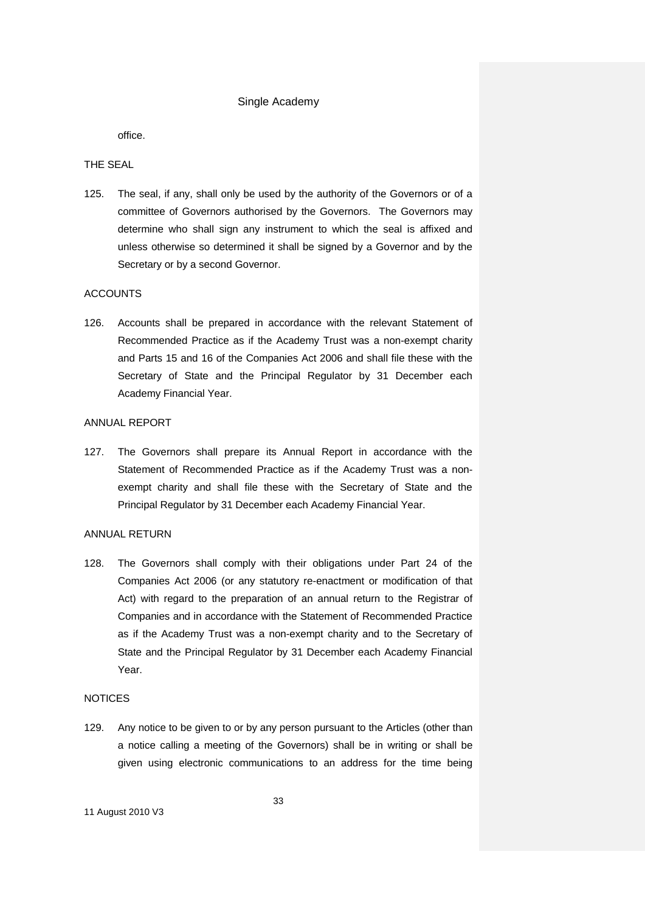office.

THE SEAL

125. The seal, if any, shall only be used by the authority of the Governors or of a committee of Governors authorised by the Governors. The Governors may determine who shall sign any instrument to which the seal is affixed and unless otherwise so determined it shall be signed by a Governor and by the Secretary or by a second Governor.

ACCOUNTS

126. Accounts shall be prepared in accordance with the relevant Statement of Recommended Practice as if the Academy Trust was a non-exempt charity and Parts 15 and 16 of the Companies Act 2006 and shall file these with the Secretary of State and the Principal Regulator by 31 December each Academy Financial Year.

ANNUAL REPORT

127. The Governors shall prepare its Annual Report in accordance with the Statement of Recommended Practice as if the Academy Trust was a non-exempt charity and shall file these with the Secretary of State and the Principal Regulator by 31 December each Academy Financial Year.

ANNUAL RETURN

128. The Governors shall comply with their obligations under Part 24 of the Companies Act 2006 (or any statutory re-enactment or modification of that Act) with regard to the preparation of an annual return to the Registrar of Companies and in accordance with the Statement of Recommended Practice as if the Academy Trust was a non-exempt charity and to the Secretary of State and the Principal Regulator by 31 December each Academy Financial Year.

NOTICES

129. Any notice to be given to or by any person pursuant to the Articles (other than a notice calling a meeting of the Governors) shall be in writing or shall be given using electronic communications to an address for the time being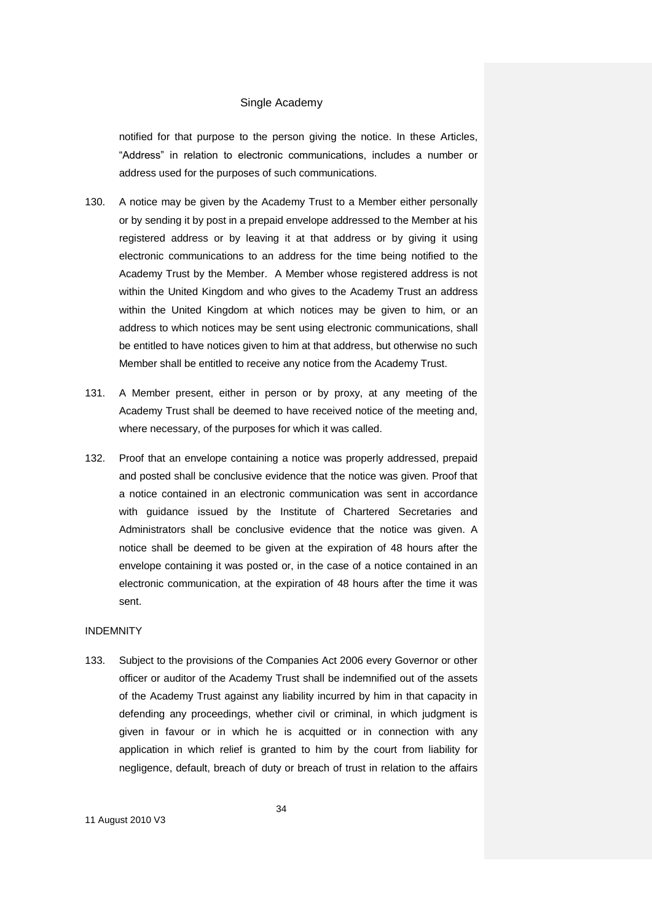notified for that purpose to the person giving the notice. In these Articles, "Address" in relation to electronic communications, includes a number or address used for the purposes of such communications.

130. A notice may be given by the Academy Trust to a Member either personally or by sending it by post in a prepaid envelope addressed to the Member at his registered address or by leaving it at that address or by giving it using electronic communications to an address for the time being notified to the Academy Trust by the Member. A Member whose registered address is not within the United Kingdom and who gives to the Academy Trust an address within the United Kingdom at which notices may be given to him, or an address to which notices may be sent using electronic communications, shall be entitled to have notices given to him at that address, but otherwise no such Member shall be entitled to receive any notice from the Academy Trust.

131. A Member present, either in person or by proxy, at any meeting of the Academy Trust shall be deemed to have received notice of the meeting and, where necessary, of the purposes for which it was called.

132. Proof that an envelope containing a notice was properly addressed, prepaid and posted shall be conclusive evidence that the notice was given. Proof that a notice contained in an electronic communication was sent in accordance with guidance issued by the Institute of Chartered Secretaries and Administrators shall be conclusive evidence that the notice was given. A notice shall be deemed to be given at the expiration of 48 hours after the envelope containing it was posted or, in the case of a notice contained in an electronic communication, at the expiration of 48 hours after the time it was sent.

INDEMNITY

133. Subject to the provisions of the Companies Act 2006 every Governor or other officer or auditor of the Academy Trust shall be indemnified out of the assets of the Academy Trust against any liability incurred by him in that capacity in defending any proceedings, whether civil or criminal, in which judgment is given in favour or in which he is acquitted or in connection with any application in which relief is granted to him by the court from liability for negligence, default, breach of duty or breach of trust in relation to the affairs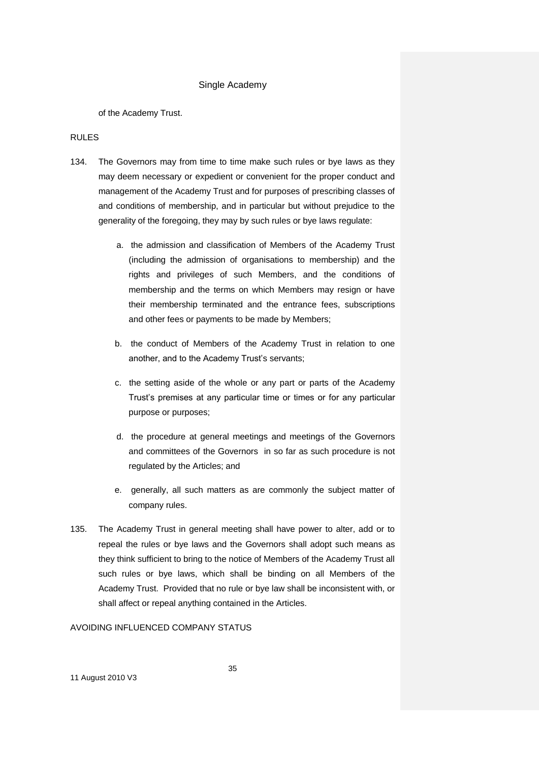of the Academy Trust.

RULES

134. The Governors may from time to time make such rules or bye laws as they may deem necessary or expedient or convenient for the proper conduct and management of the Academy Trust and for purposes of prescribing classes of and conditions of membership, and in particular but without prejudice to the generality of the foregoing, they may by such rules or bye laws regulate:

   a. the admission and classification of Members of the Academy Trust (including the admission of organisations to membership) and the rights and privileges of such Members, and the conditions of membership and the terms on which Members may resign or have their membership terminated and the entrance fees, subscriptions and other fees or payments to be made by Members;

   b. the conduct of Members of the Academy Trust in relation to one another, and to the Academy Trust's servants;

   c. the setting aside of the whole or any part or parts of the Academy Trust's premises at any particular time or times or for any particular purpose or purposes;

   d. the procedure at general meetings and meetings of the Governors and committees of the Governors in so far as such procedure is not regulated by the Articles; and

   e. generally, all such matters as are commonly the subject matter of company rules.

135. The Academy Trust in general meeting shall have power to alter, add or to repeal the rules or bye laws and the Governors shall adopt such means as they think sufficient to bring to the notice of Members of the Academy Trust all such rules or bye laws, which shall be binding on all Members of the Academy Trust. Provided that no rule or bye law shall be inconsistent with, or shall affect or repeal anything contained in the Articles.

AVOIDING INFLUENCED COMPANY STATUS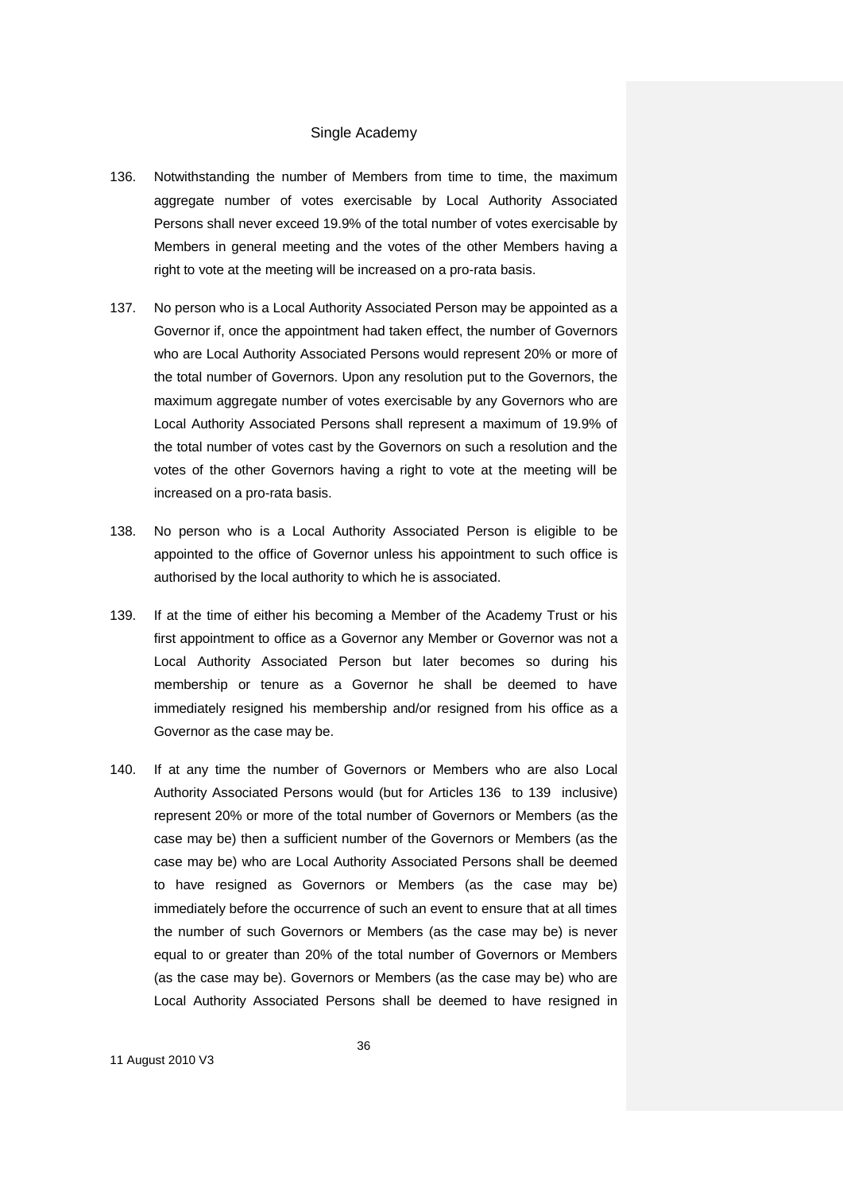## Single Academy

136. Notwithstanding the number of Members from time to time, the maximum aggregate number of votes exercisable by Local Authority Associated Persons shall never exceed 19.9% of the total number of votes exercisable by Members in general meeting and the votes of the other Members having a right to vote at the meeting will be increased on a pro-rata basis.

137. No person who is a Local Authority Associated Person may be appointed as a Governor if, once the appointment had taken effect, the number of Governors who are Local Authority Associated Persons would represent 20% or more of the total number of Governors. Upon any resolution put to the Governors, the maximum aggregate number of votes exercisable by any Governors who are Local Authority Associated Persons shall represent a maximum of 19.9% of the total number of votes cast by the Governors on such a resolution and the votes of the other Governors having a right to vote at the meeting will be increased on a pro-rata basis.

138. No person who is a Local Authority Associated Person is eligible to be appointed to the office of Governor unless his appointment to such office is authorised by the local authority to which he is associated.

139. If at the time of either his becoming a Member of the Academy Trust or his first appointment to office as a Governor any Member or Governor was not a Local Authority Associated Person but later becomes so during his membership or tenure as a Governor he shall be deemed to have immediately resigned his membership and/or resigned from his office as a Governor as the case may be.

140. If at any time the number of Governors or Members who are also Local Authority Associated Persons would (but for Articles 136 to 139 inclusive) represent 20% or more of the total number of Governors or Members (as the case may be) then a sufficient number of the Governors or Members (as the case may be) who are Local Authority Associated Persons shall be deemed to have resigned as Governors or Members (as the case may be) immediately before the occurrence of such an event to ensure that at all times the number of such Governors or Members (as the case may be) is never equal to or greater than 20% of the total number of Governors or Members (as the case may be). Governors or Members (as the case may be) who are Local Authority Associated Persons shall be deemed to have resigned in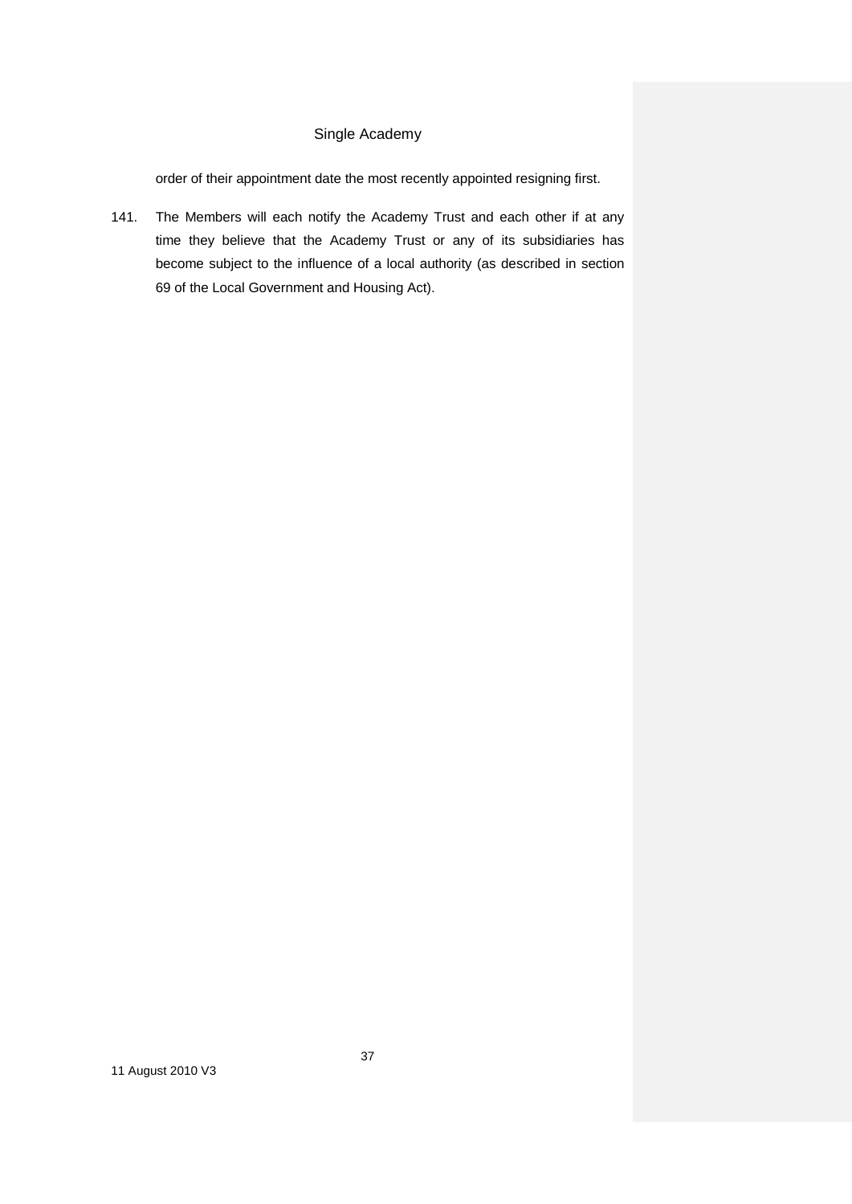order of their appointment date the most recently appointed resigning first.

141. The Members will each notify the Academy Trust and each other if at any time they believe that the Academy Trust or any of its subsidiaries has become subject to the influence of a local authority (as described in section 69 of the Local Government and Housing Act).